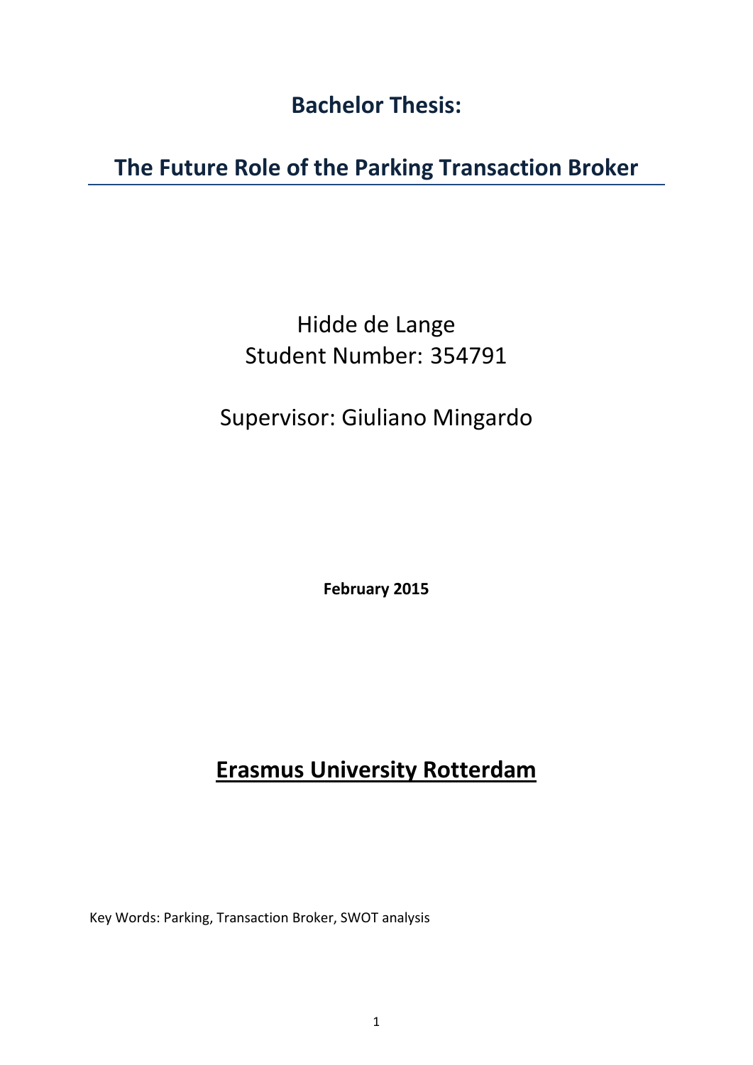# Bachelor Thesis:

# The Future Role of the Parking Transaction Broker

Hidde de Lange
Student Number: 354791

Supervisor: Giuliano Mingardo

**February 2015**

## Erasmus University Rotterdam

Key Words: Parking, Transaction Broker, SWOT analysis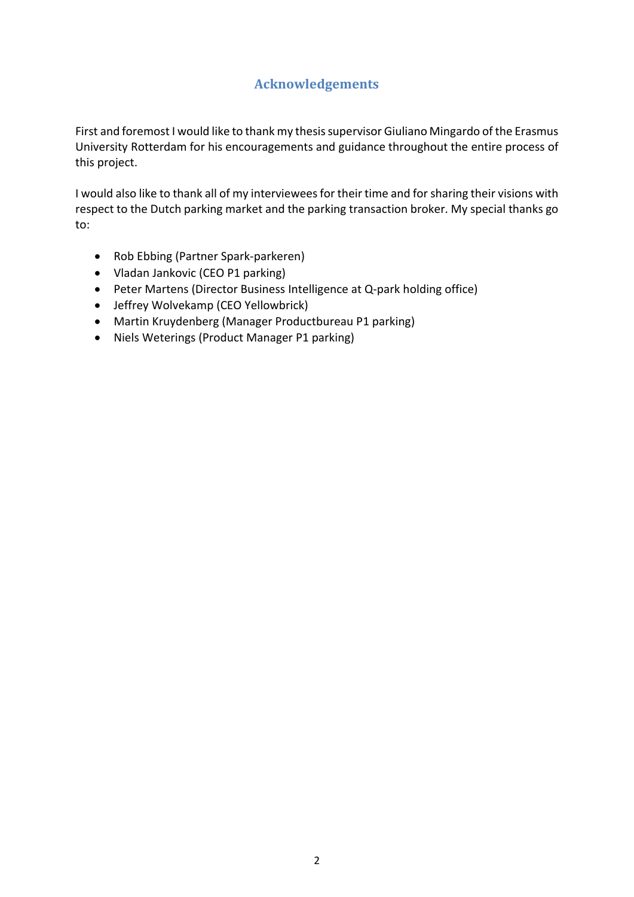## Acknowledgements

First and foremost I would like to thank my thesis supervisor Giuliano Mingardo of the Erasmus University Rotterdam for his encouragements and guidance throughout the entire process of this project.

I would also like to thank all of my interviewees for their time and for sharing their visions with respect to the Dutch parking market and the parking transaction broker. My special thanks go to:

- Rob Ebbing (Partner Spark-parkeren)
- Vladan Jankovic (CEO P1 parking)
- Peter Martens (Director Business Intelligence at Q-park holding office)
- Jeffrey Wolvekamp (CEO Yellowbrick)
- Martin Kruydenberg (Manager Productbureau P1 parking)
- Niels Weterings (Product Manager P1 parking)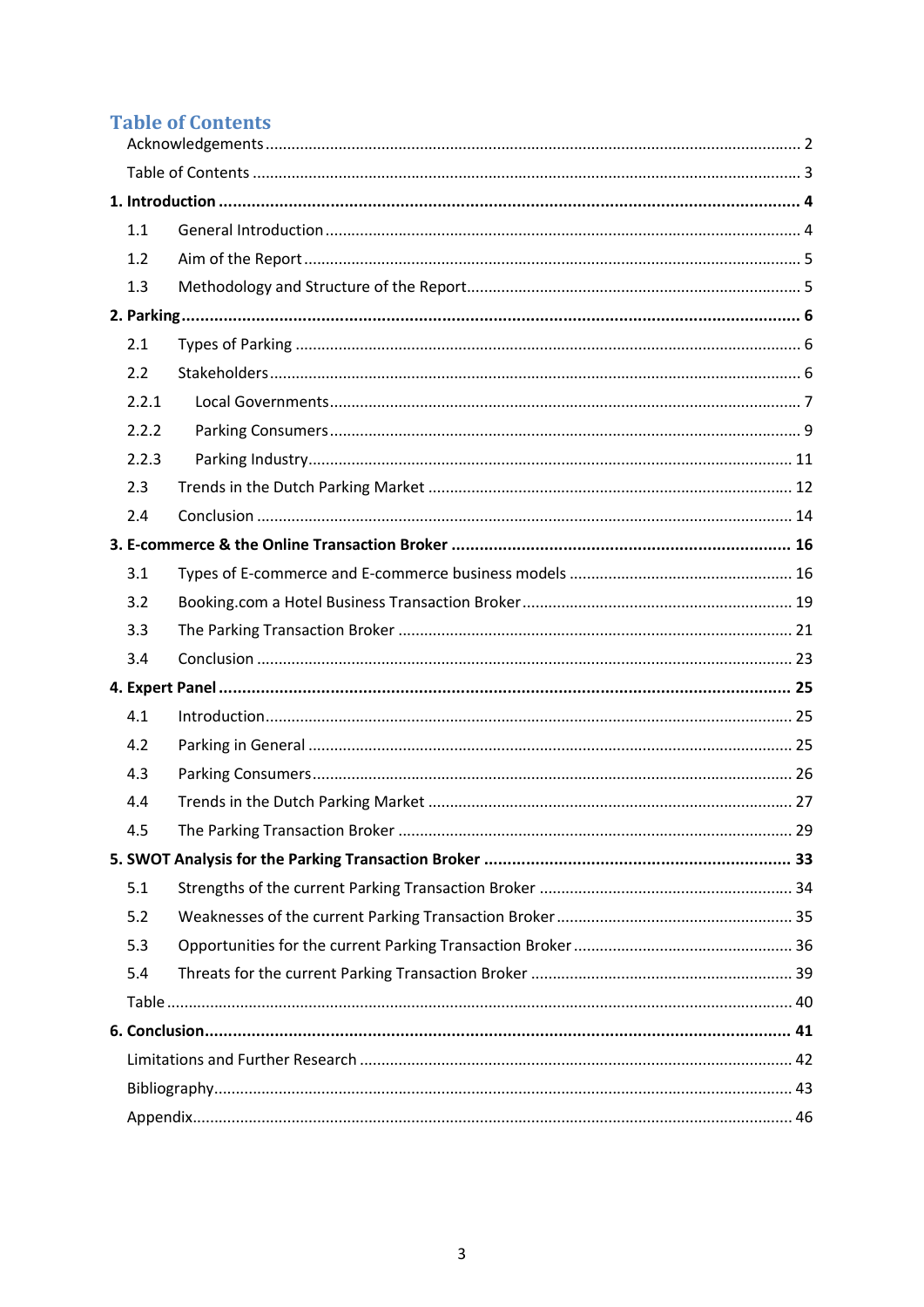# Table of Contents

Acknowledgements .......... 2

Table of Contents .......... 3

**1. Introduction .......... 4**

1.1 General Introduction .......... 4

1.2 Aim of the Report .......... 5

1.3 Methodology and Structure of the Report .......... 5

**2. Parking .......... 6**

2.1 Types of Parking .......... 6

2.2 Stakeholders .......... 6

2.2.1 Local Governments .......... 7

2.2.2 Parking Consumers .......... 9

2.2.3 Parking Industry .......... 11

2.3 Trends in the Dutch Parking Market .......... 12

2.4 Conclusion .......... 14

**3. E-commerce & the Online Transaction Broker .......... 16**

3.1 Types of E-commerce and E-commerce business models .......... 16

3.2 Booking.com a Hotel Business Transaction Broker .......... 19

3.3 The Parking Transaction Broker .......... 21

3.4 Conclusion .......... 23

**4. Expert Panel .......... 25**

4.1 Introduction .......... 25

4.2 Parking in General .......... 25

4.3 Parking Consumers .......... 26

4.4 Trends in the Dutch Parking Market .......... 27

4.5 The Parking Transaction Broker .......... 29

**5. SWOT Analysis for the Parking Transaction Broker .......... 33**

5.1 Strengths of the current Parking Transaction Broker .......... 34

5.2 Weaknesses of the current Parking Transaction Broker .......... 35

5.3 Opportunities for the current Parking Transaction Broker .......... 36

5.4 Threats for the current Parking Transaction Broker .......... 39

Table .......... 40

**6. Conclusion .......... 41**

Limitations and Further Research .......... 42

Bibliography .......... 43

Appendix .......... 46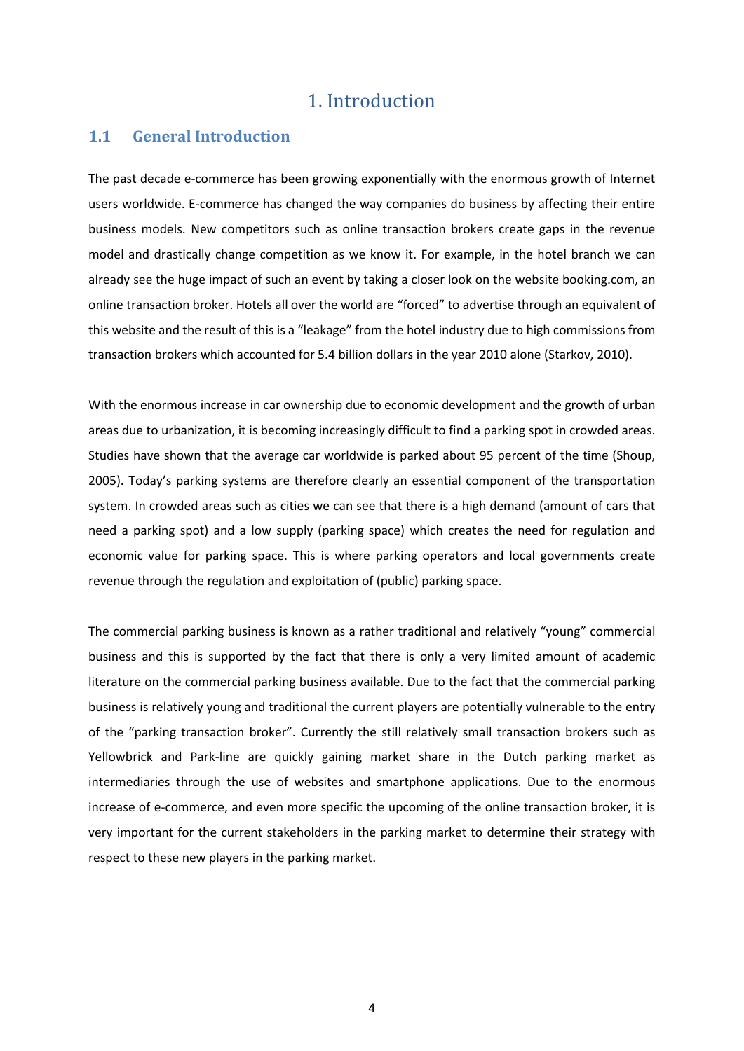# 1. Introduction

## 1.1 General Introduction

The past decade e-commerce has been growing exponentially with the enormous growth of Internet users worldwide. E-commerce has changed the way companies do business by affecting their entire business models. New competitors such as online transaction brokers create gaps in the revenue model and drastically change competition as we know it. For example, in the hotel branch we can already see the huge impact of such an event by taking a closer look on the website booking.com, an online transaction broker. Hotels all over the world are "forced" to advertise through an equivalent of this website and the result of this is a "leakage" from the hotel industry due to high commissions from transaction brokers which accounted for 5.4 billion dollars in the year 2010 alone (Starkov, 2010).

With the enormous increase in car ownership due to economic development and the growth of urban areas due to urbanization, it is becoming increasingly difficult to find a parking spot in crowded areas. Studies have shown that the average car worldwide is parked about 95 percent of the time (Shoup, 2005). Today's parking systems are therefore clearly an essential component of the transportation system. In crowded areas such as cities we can see that there is a high demand (amount of cars that need a parking spot) and a low supply (parking space) which creates the need for regulation and economic value for parking space. This is where parking operators and local governments create revenue through the regulation and exploitation of (public) parking space.

The commercial parking business is known as a rather traditional and relatively "young" commercial business and this is supported by the fact that there is only a very limited amount of academic literature on the commercial parking business available. Due to the fact that the commercial parking business is relatively young and traditional the current players are potentially vulnerable to the entry of the "parking transaction broker". Currently the still relatively small transaction brokers such as Yellowbrick and Park-line are quickly gaining market share in the Dutch parking market as intermediaries through the use of websites and smartphone applications. Due to the enormous increase of e-commerce, and even more specific the upcoming of the online transaction broker, it is very important for the current stakeholders in the parking market to determine their strategy with respect to these new players in the parking market.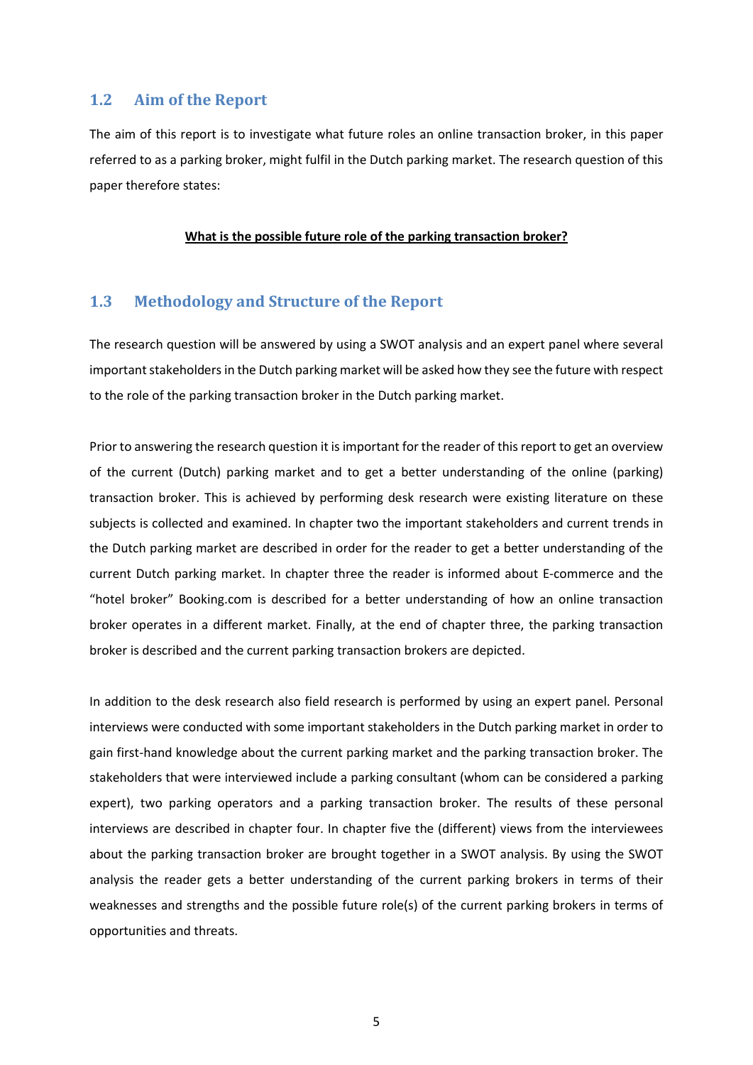## 1.2 Aim of the Report

The aim of this report is to investigate what future roles an online transaction broker, in this paper referred to as a parking broker, might fulfil in the Dutch parking market. The research question of this paper therefore states:

**<u>What is the possible future role of the parking transaction broker?</u>**

## 1.3 Methodology and Structure of the Report

The research question will be answered by using a SWOT analysis and an expert panel where several important stakeholders in the Dutch parking market will be asked how they see the future with respect to the role of the parking transaction broker in the Dutch parking market.

Prior to answering the research question it is important for the reader of this report to get an overview of the current (Dutch) parking market and to get a better understanding of the online (parking) transaction broker. This is achieved by performing desk research were existing literature on these subjects is collected and examined. In chapter two the important stakeholders and current trends in the Dutch parking market are described in order for the reader to get a better understanding of the current Dutch parking market. In chapter three the reader is informed about E-commerce and the "hotel broker" Booking.com is described for a better understanding of how an online transaction broker operates in a different market. Finally, at the end of chapter three, the parking transaction broker is described and the current parking transaction brokers are depicted.

In addition to the desk research also field research is performed by using an expert panel. Personal interviews were conducted with some important stakeholders in the Dutch parking market in order to gain first-hand knowledge about the current parking market and the parking transaction broker. The stakeholders that were interviewed include a parking consultant (whom can be considered a parking expert), two parking operators and a parking transaction broker. The results of these personal interviews are described in chapter four. In chapter five the (different) views from the interviewees about the parking transaction broker are brought together in a SWOT analysis. By using the SWOT analysis the reader gets a better understanding of the current parking brokers in terms of their weaknesses and strengths and the possible future role(s) of the current parking brokers in terms of opportunities and threats.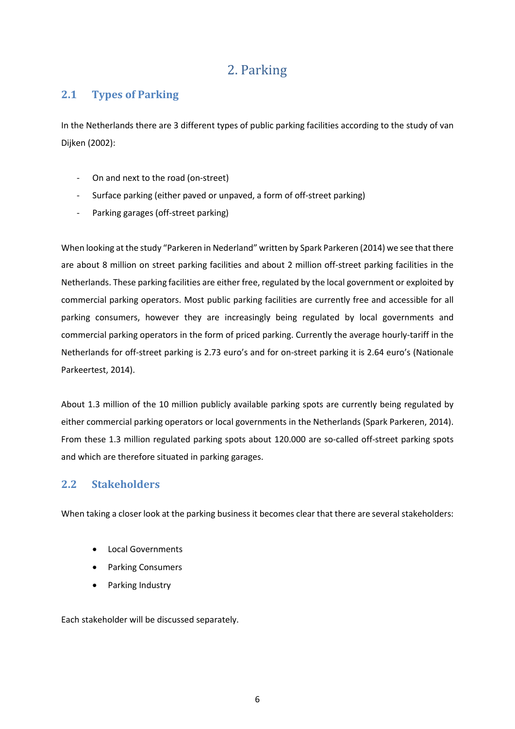# 2. Parking

## 2.1 Types of Parking

In the Netherlands there are 3 different types of public parking facilities according to the study of van Dijken (2002):

- On and next to the road (on-street)
- Surface parking (either paved or unpaved, a form of off-street parking)
- Parking garages (off-street parking)

When looking at the study "Parkeren in Nederland" written by Spark Parkeren (2014) we see that there are about 8 million on street parking facilities and about 2 million off-street parking facilities in the Netherlands. These parking facilities are either free, regulated by the local government or exploited by commercial parking operators. Most public parking facilities are currently free and accessible for all parking consumers, however they are increasingly being regulated by local governments and commercial parking operators in the form of priced parking. Currently the average hourly-tariff in the Netherlands for off-street parking is 2.73 euro's and for on-street parking it is 2.64 euro's (Nationale Parkeertest, 2014).

About 1.3 million of the 10 million publicly available parking spots are currently being regulated by either commercial parking operators or local governments in the Netherlands (Spark Parkeren, 2014). From these 1.3 million regulated parking spots about 120.000 are so-called off-street parking spots and which are therefore situated in parking garages.

## 2.2 Stakeholders

When taking a closer look at the parking business it becomes clear that there are several stakeholders:

- Local Governments
- Parking Consumers
- Parking Industry

Each stakeholder will be discussed separately.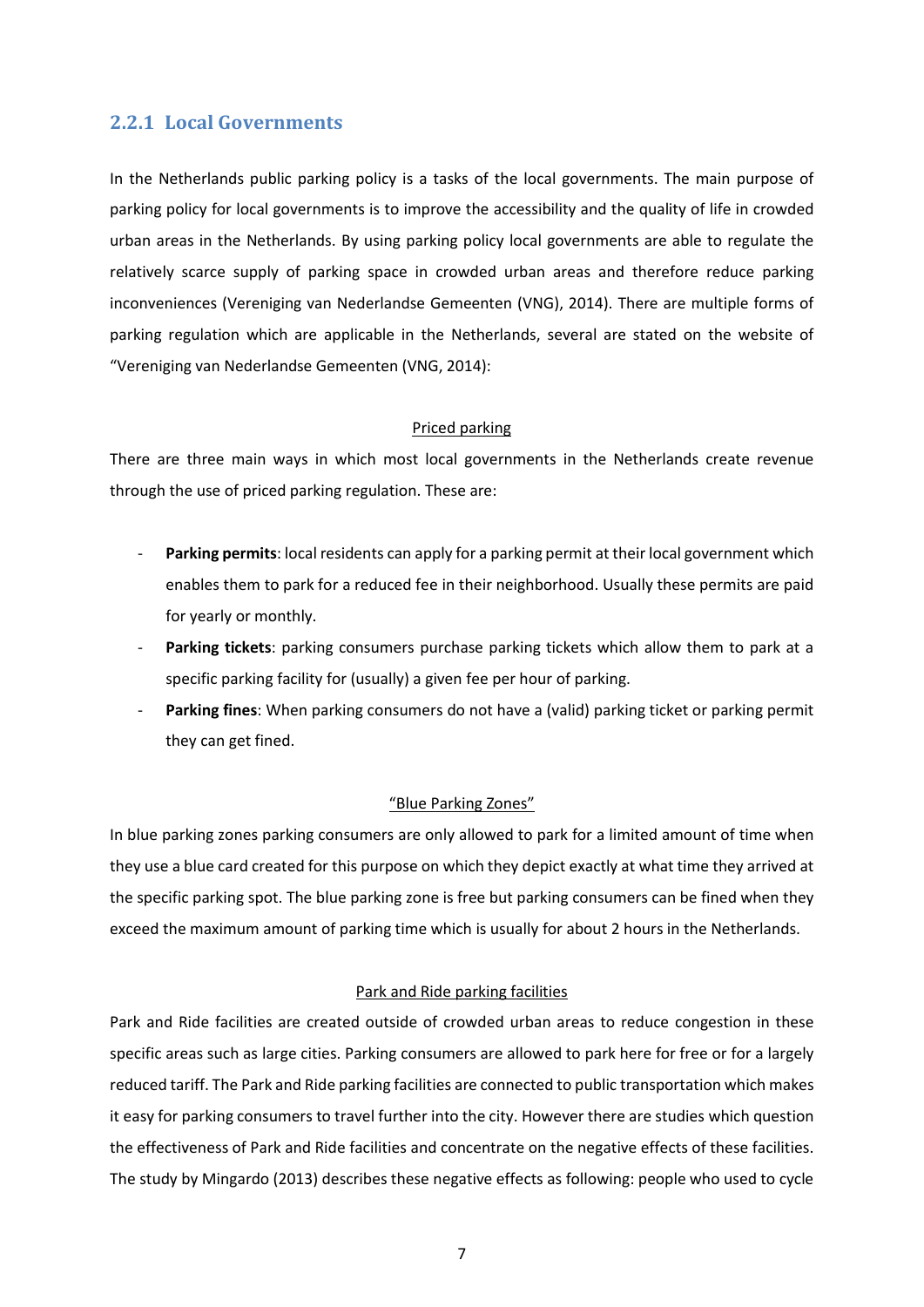### 2.2.1 Local Governments

In the Netherlands public parking policy is a tasks of the local governments. The main purpose of parking policy for local governments is to improve the accessibility and the quality of life in crowded urban areas in the Netherlands. By using parking policy local governments are able to regulate the relatively scarce supply of parking space in crowded urban areas and therefore reduce parking inconveniences (Vereniging van Nederlandse Gemeenten (VNG), 2014). There are multiple forms of parking regulation which are applicable in the Netherlands, several are stated on the website of "Vereniging van Nederlandse Gemeenten (VNG, 2014):

<u>Priced parking</u>

There are three main ways in which most local governments in the Netherlands create revenue through the use of priced parking regulation. These are:

- **Parking permits**: local residents can apply for a parking permit at their local government which enables them to park for a reduced fee in their neighborhood. Usually these permits are paid for yearly or monthly.
- **Parking tickets**: parking consumers purchase parking tickets which allow them to park at a specific parking facility for (usually) a given fee per hour of parking.
- **Parking fines**: When parking consumers do not have a (valid) parking ticket or parking permit they can get fined.

<u>"Blue Parking Zones"</u>

In blue parking zones parking consumers are only allowed to park for a limited amount of time when they use a blue card created for this purpose on which they depict exactly at what time they arrived at the specific parking spot. The blue parking zone is free but parking consumers can be fined when they exceed the maximum amount of parking time which is usually for about 2 hours in the Netherlands.

<u>Park and Ride parking facilities</u>

Park and Ride facilities are created outside of crowded urban areas to reduce congestion in these specific areas such as large cities. Parking consumers are allowed to park here for free or for a largely reduced tariff. The Park and Ride parking facilities are connected to public transportation which makes it easy for parking consumers to travel further into the city. However there are studies which question the effectiveness of Park and Ride facilities and concentrate on the negative effects of these facilities. The study by Mingardo (2013) describes these negative effects as following: people who used to cycle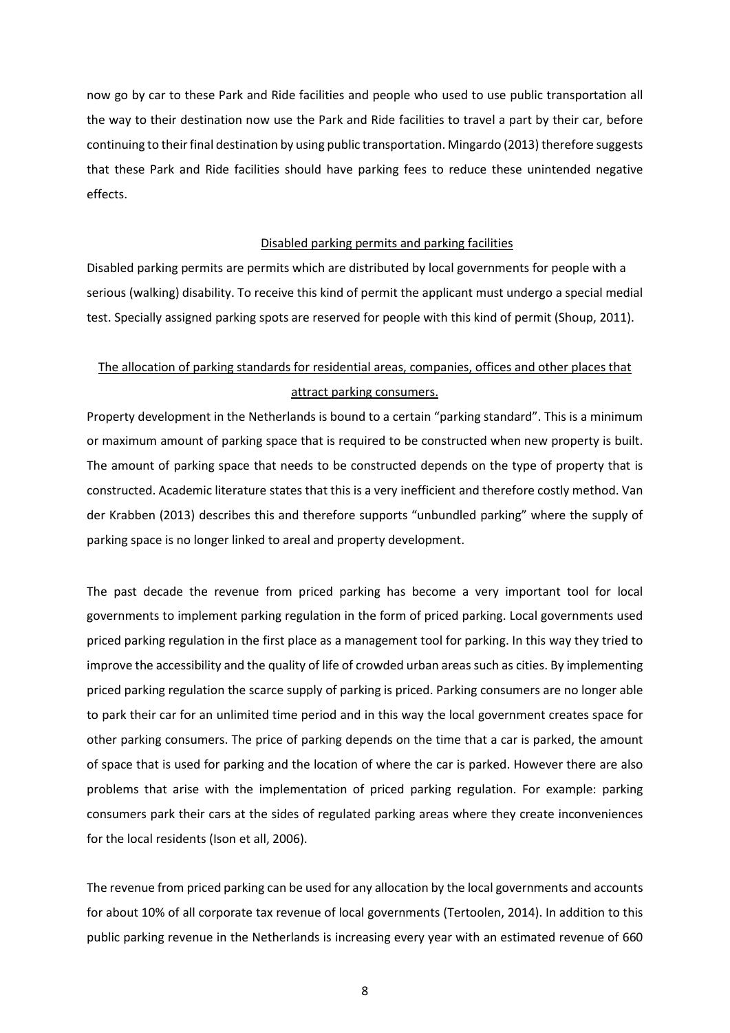now go by car to these Park and Ride facilities and people who used to use public transportation all the way to their destination now use the Park and Ride facilities to travel a part by their car, before continuing to their final destination by using public transportation. Mingardo (2013) therefore suggests that these Park and Ride facilities should have parking fees to reduce these unintended negative effects.

### Disabled parking permits and parking facilities

Disabled parking permits are permits which are distributed by local governments for people with a serious (walking) disability. To receive this kind of permit the applicant must undergo a special medial test. Specially assigned parking spots are reserved for people with this kind of permit (Shoup, 2011).

### The allocation of parking standards for residential areas, companies, offices and other places that attract parking consumers.

Property development in the Netherlands is bound to a certain "parking standard". This is a minimum or maximum amount of parking space that is required to be constructed when new property is built. The amount of parking space that needs to be constructed depends on the type of property that is constructed. Academic literature states that this is a very inefficient and therefore costly method. Van der Krabben (2013) describes this and therefore supports "unbundled parking" where the supply of parking space is no longer linked to areal and property development.

The past decade the revenue from priced parking has become a very important tool for local governments to implement parking regulation in the form of priced parking. Local governments used priced parking regulation in the first place as a management tool for parking. In this way they tried to improve the accessibility and the quality of life of crowded urban areas such as cities. By implementing priced parking regulation the scarce supply of parking is priced. Parking consumers are no longer able to park their car for an unlimited time period and in this way the local government creates space for other parking consumers. The price of parking depends on the time that a car is parked, the amount of space that is used for parking and the location of where the car is parked. However there are also problems that arise with the implementation of priced parking regulation. For example: parking consumers park their cars at the sides of regulated parking areas where they create inconveniences for the local residents (Ison et all, 2006).

The revenue from priced parking can be used for any allocation by the local governments and accounts for about 10% of all corporate tax revenue of local governments (Tertoolen, 2014). In addition to this public parking revenue in the Netherlands is increasing every year with an estimated revenue of 660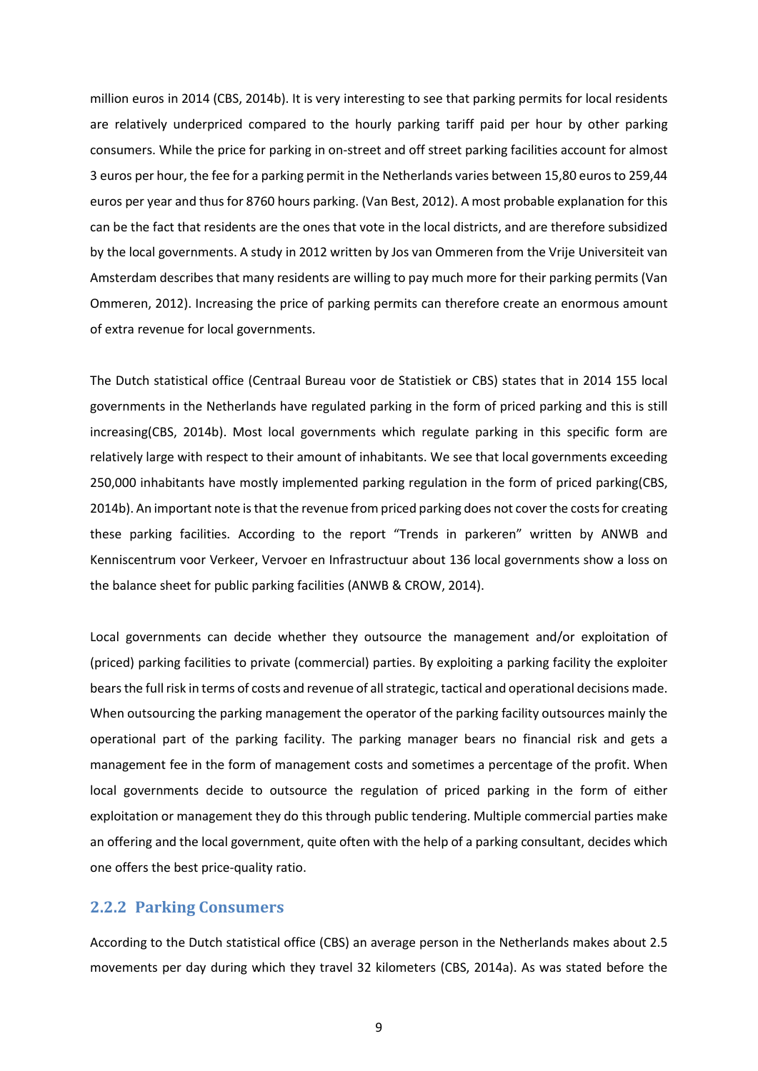million euros in 2014 (CBS, 2014b). It is very interesting to see that parking permits for local residents are relatively underpriced compared to the hourly parking tariff paid per hour by other parking consumers. While the price for parking in on-street and off street parking facilities account for almost 3 euros per hour, the fee for a parking permit in the Netherlands varies between 15,80 euros to 259,44 euros per year and thus for 8760 hours parking. (Van Best, 2012). A most probable explanation for this can be the fact that residents are the ones that vote in the local districts, and are therefore subsidized by the local governments. A study in 2012 written by Jos van Ommeren from the Vrije Universiteit van Amsterdam describes that many residents are willing to pay much more for their parking permits (Van Ommeren, 2012). Increasing the price of parking permits can therefore create an enormous amount of extra revenue for local governments.

The Dutch statistical office (Centraal Bureau voor de Statistiek or CBS) states that in 2014 155 local governments in the Netherlands have regulated parking in the form of priced parking and this is still increasing(CBS, 2014b). Most local governments which regulate parking in this specific form are relatively large with respect to their amount of inhabitants. We see that local governments exceeding 250,000 inhabitants have mostly implemented parking regulation in the form of priced parking(CBS, 2014b). An important note is that the revenue from priced parking does not cover the costs for creating these parking facilities. According to the report "Trends in parkeren" written by ANWB and Kenniscentrum voor Verkeer, Vervoer en Infrastructuur about 136 local governments show a loss on the balance sheet for public parking facilities (ANWB & CROW, 2014).

Local governments can decide whether they outsource the management and/or exploitation of (priced) parking facilities to private (commercial) parties. By exploiting a parking facility the exploiter bears the full risk in terms of costs and revenue of all strategic, tactical and operational decisions made. When outsourcing the parking management the operator of the parking facility outsources mainly the operational part of the parking facility. The parking manager bears no financial risk and gets a management fee in the form of management costs and sometimes a percentage of the profit. When local governments decide to outsource the regulation of priced parking in the form of either exploitation or management they do this through public tendering. Multiple commercial parties make an offering and the local government, quite often with the help of a parking consultant, decides which one offers the best price-quality ratio.

### 2.2.2 Parking Consumers

According to the Dutch statistical office (CBS) an average person in the Netherlands makes about 2.5 movements per day during which they travel 32 kilometers (CBS, 2014a). As was stated before the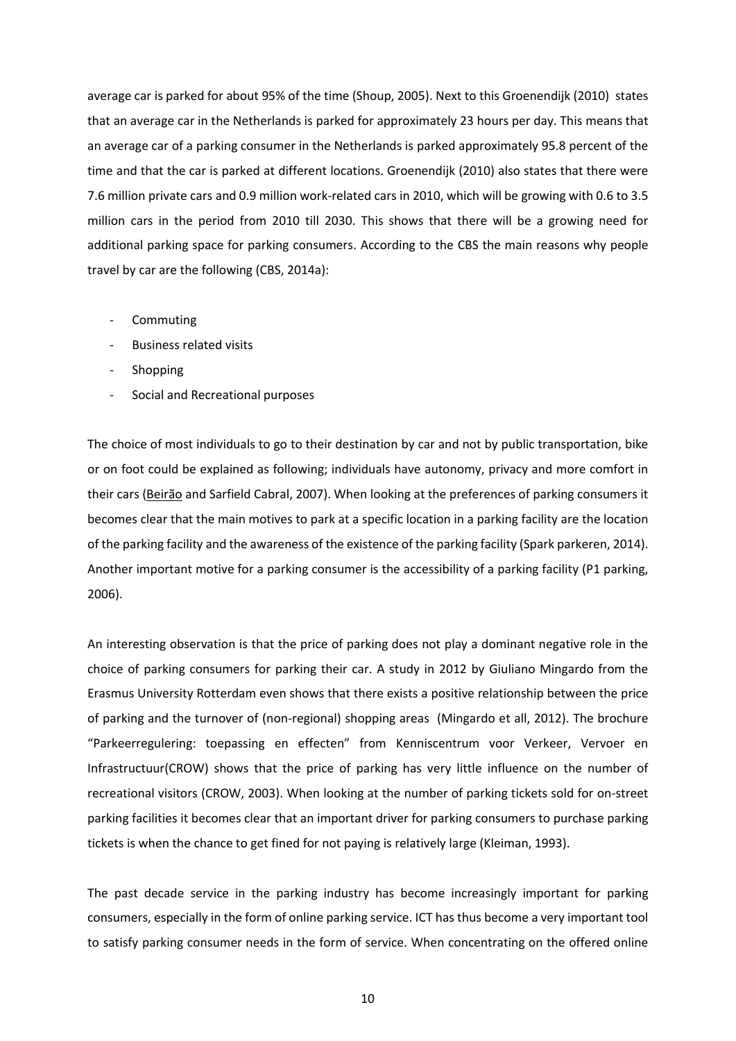average car is parked for about 95% of the time (Shoup, 2005). Next to this Groenendijk (2010) states that an average car in the Netherlands is parked for approximately 23 hours per day. This means that an average car of a parking consumer in the Netherlands is parked approximately 95.8 percent of the time and that the car is parked at different locations. Groenendijk (2010) also states that there were 7.6 million private cars and 0.9 million work-related cars in 2010, which will be growing with 0.6 to 3.5 million cars in the period from 2010 till 2030. This shows that there will be a growing need for additional parking space for parking consumers. According to the CBS the main reasons why people travel by car are the following (CBS, 2014a):

- Commuting
- Business related visits
- Shopping
- Social and Recreational purposes

The choice of most individuals to go to their destination by car and not by public transportation, bike or on foot could be explained as following; individuals have autonomy, privacy and more comfort in their cars (Beirão and Sarfield Cabral, 2007). When looking at the preferences of parking consumers it becomes clear that the main motives to park at a specific location in a parking facility are the location of the parking facility and the awareness of the existence of the parking facility (Spark parkeren, 2014). Another important motive for a parking consumer is the accessibility of a parking facility (P1 parking, 2006).

An interesting observation is that the price of parking does not play a dominant negative role in the choice of parking consumers for parking their car. A study in 2012 by Giuliano Mingardo from the Erasmus University Rotterdam even shows that there exists a positive relationship between the price of parking and the turnover of (non-regional) shopping areas (Mingardo et all, 2012). The brochure "Parkeerregulering: toepassing en effecten" from Kenniscentrum voor Verkeer, Vervoer en Infrastructuur(CROW) shows that the price of parking has very little influence on the number of recreational visitors (CROW, 2003). When looking at the number of parking tickets sold for on-street parking facilities it becomes clear that an important driver for parking consumers to purchase parking tickets is when the chance to get fined for not paying is relatively large (Kleiman, 1993).

The past decade service in the parking industry has become increasingly important for parking consumers, especially in the form of online parking service. ICT has thus become a very important tool to satisfy parking consumer needs in the form of service. When concentrating on the offered online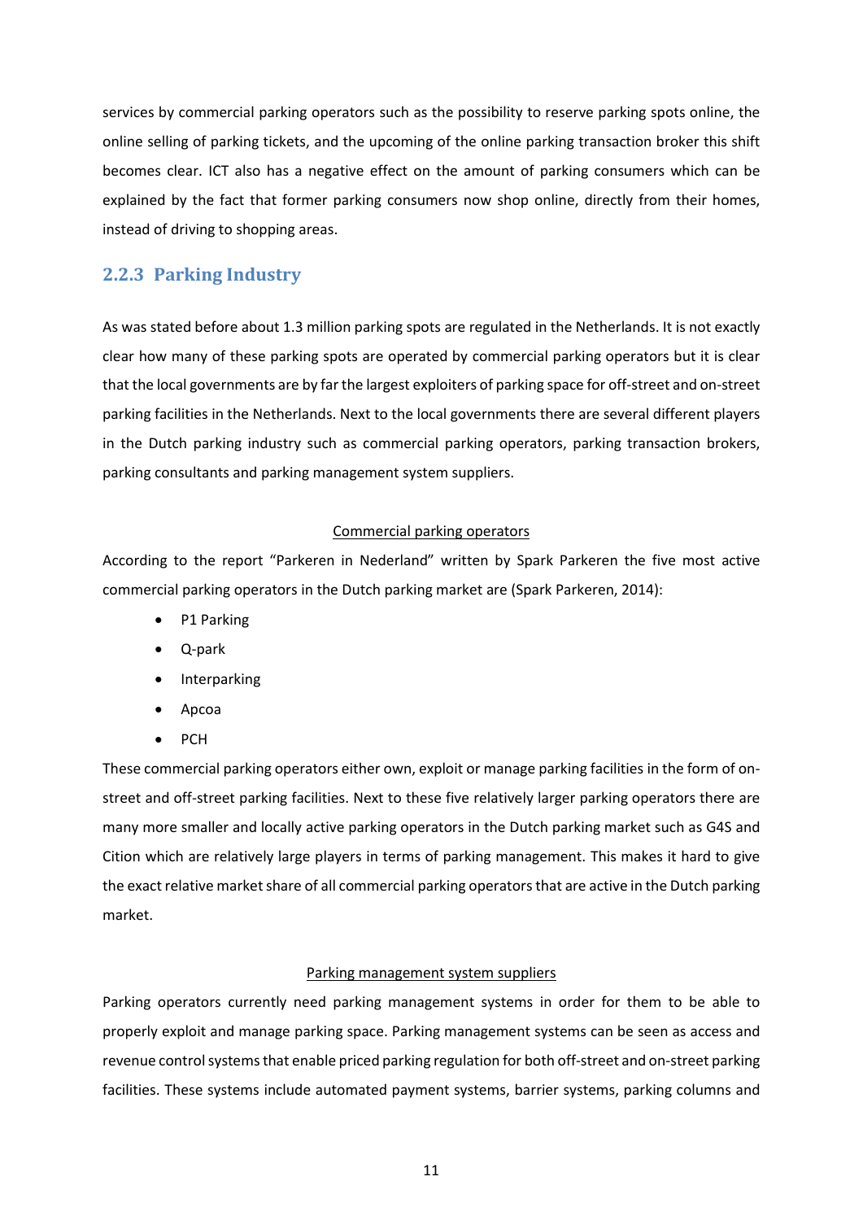services by commercial parking operators such as the possibility to reserve parking spots online, the online selling of parking tickets, and the upcoming of the online parking transaction broker this shift becomes clear. ICT also has a negative effect on the amount of parking consumers which can be explained by the fact that former parking consumers now shop online, directly from their homes, instead of driving to shopping areas.

### 2.2.3 Parking Industry

As was stated before about 1.3 million parking spots are regulated in the Netherlands. It is not exactly clear how many of these parking spots are operated by commercial parking operators but it is clear that the local governments are by far the largest exploiters of parking space for off-street and on-street parking facilities in the Netherlands. Next to the local governments there are several different players in the Dutch parking industry such as commercial parking operators, parking transaction brokers, parking consultants and parking management system suppliers.

<u>Commercial parking operators</u>

According to the report "Parkeren in Nederland" written by Spark Parkeren the five most active commercial parking operators in the Dutch parking market are (Spark Parkeren, 2014):

- P1 Parking
- Q-park
- Interparking
- Apcoa
- PCH

These commercial parking operators either own, exploit or manage parking facilities in the form of on-street and off-street parking facilities. Next to these five relatively larger parking operators there are many more smaller and locally active parking operators in the Dutch parking market such as G4S and Cition which are relatively large players in terms of parking management. This makes it hard to give the exact relative market share of all commercial parking operators that are active in the Dutch parking market.

<u>Parking management system suppliers</u>

Parking operators currently need parking management systems in order for them to be able to properly exploit and manage parking space. Parking management systems can be seen as access and revenue control systems that enable priced parking regulation for both off-street and on-street parking facilities. These systems include automated payment systems, barrier systems, parking columns and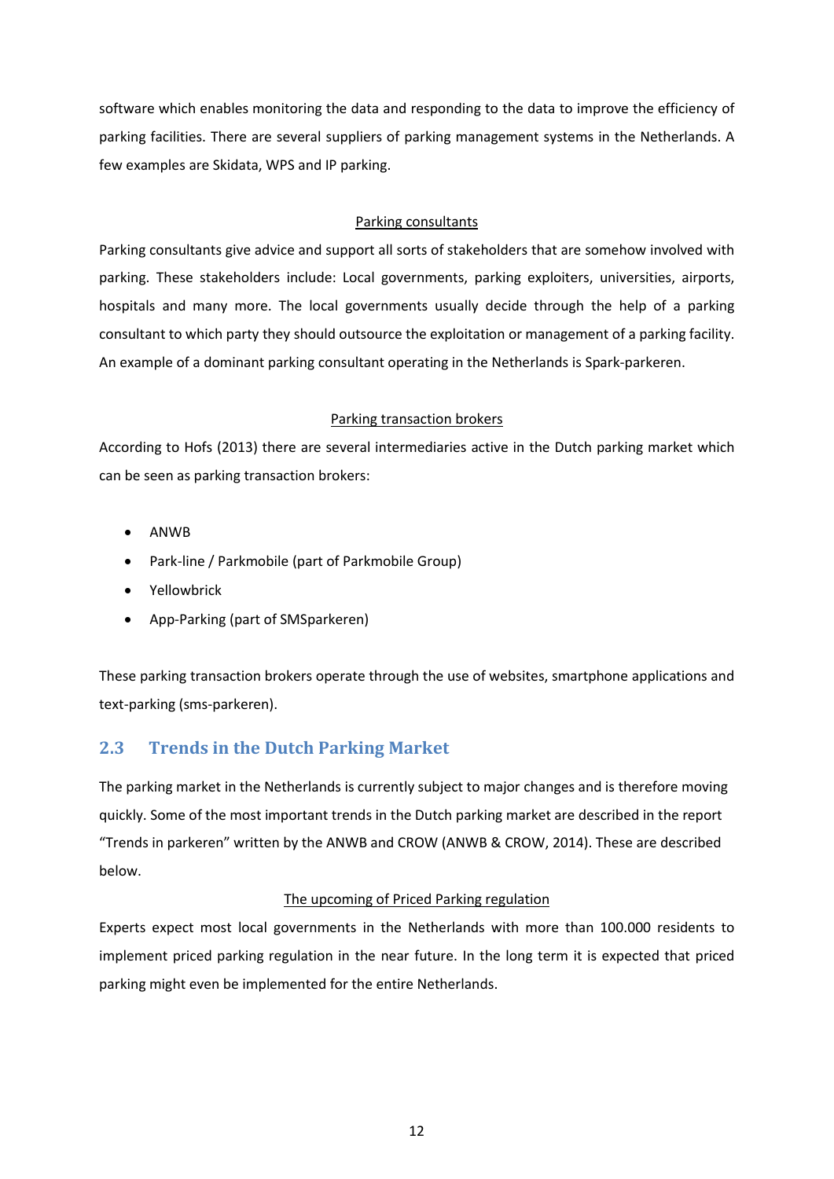software which enables monitoring the data and responding to the data to improve the efficiency of parking facilities. There are several suppliers of parking management systems in the Netherlands. A few examples are Skidata, WPS and IP parking.

<u>Parking consultants</u>

Parking consultants give advice and support all sorts of stakeholders that are somehow involved with parking. These stakeholders include: Local governments, parking exploiters, universities, airports, hospitals and many more. The local governments usually decide through the help of a parking consultant to which party they should outsource the exploitation or management of a parking facility. An example of a dominant parking consultant operating in the Netherlands is Spark-parkeren.

<u>Parking transaction brokers</u>

According to Hofs (2013) there are several intermediaries active in the Dutch parking market which can be seen as parking transaction brokers:

- ANWB
- Park-line / Parkmobile (part of Parkmobile Group)
- Yellowbrick
- App-Parking (part of SMSparkeren)

These parking transaction brokers operate through the use of websites, smartphone applications and text-parking (sms-parkeren).

## 2.3 Trends in the Dutch Parking Market

The parking market in the Netherlands is currently subject to major changes and is therefore moving quickly. Some of the most important trends in the Dutch parking market are described in the report "Trends in parkeren" written by the ANWB and CROW (ANWB & CROW, 2014). These are described below.

<u>The upcoming of Priced Parking regulation</u>

Experts expect most local governments in the Netherlands with more than 100.000 residents to implement priced parking regulation in the near future. In the long term it is expected that priced parking might even be implemented for the entire Netherlands.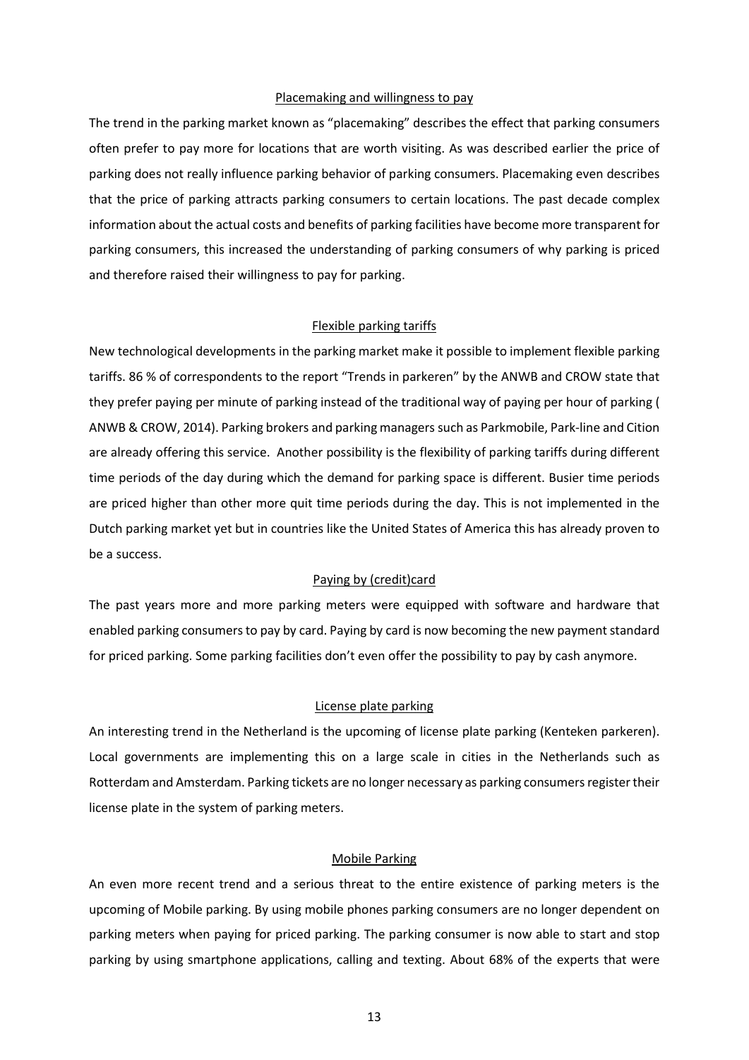### Placemaking and willingness to pay

The trend in the parking market known as "placemaking" describes the effect that parking consumers often prefer to pay more for locations that are worth visiting. As was described earlier the price of parking does not really influence parking behavior of parking consumers. Placemaking even describes that the price of parking attracts parking consumers to certain locations. The past decade complex information about the actual costs and benefits of parking facilities have become more transparent for parking consumers, this increased the understanding of parking consumers of why parking is priced and therefore raised their willingness to pay for parking.

### Flexible parking tariffs

New technological developments in the parking market make it possible to implement flexible parking tariffs. 86 % of correspondents to the report "Trends in parkeren" by the ANWB and CROW state that they prefer paying per minute of parking instead of the traditional way of paying per hour of parking ( ANWB & CROW, 2014). Parking brokers and parking managers such as Parkmobile, Park-line and Cition are already offering this service. Another possibility is the flexibility of parking tariffs during different time periods of the day during which the demand for parking space is different. Busier time periods are priced higher than other more quit time periods during the day. This is not implemented in the Dutch parking market yet but in countries like the United States of America this has already proven to be a success.

### Paying by (credit)card

The past years more and more parking meters were equipped with software and hardware that enabled parking consumers to pay by card. Paying by card is now becoming the new payment standard for priced parking. Some parking facilities don't even offer the possibility to pay by cash anymore.

### License plate parking

An interesting trend in the Netherland is the upcoming of license plate parking (Kenteken parkeren). Local governments are implementing this on a large scale in cities in the Netherlands such as Rotterdam and Amsterdam. Parking tickets are no longer necessary as parking consumers register their license plate in the system of parking meters.

### Mobile Parking

An even more recent trend and a serious threat to the entire existence of parking meters is the upcoming of Mobile parking. By using mobile phones parking consumers are no longer dependent on parking meters when paying for priced parking. The parking consumer is now able to start and stop parking by using smartphone applications, calling and texting. About 68% of the experts that were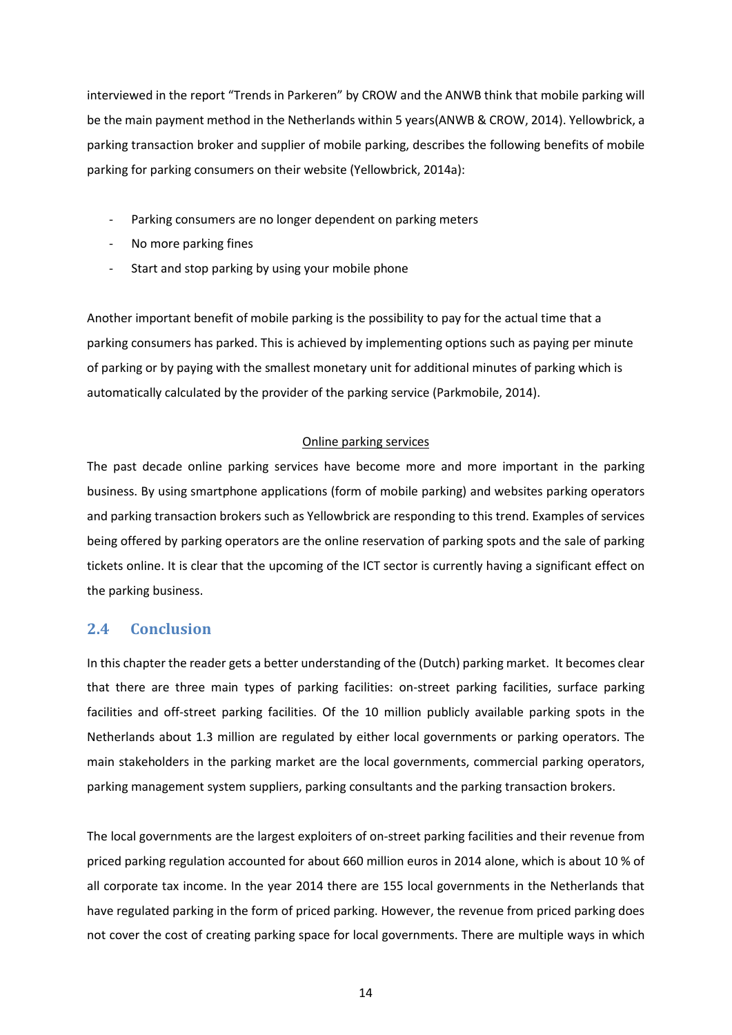interviewed in the report "Trends in Parkeren" by CROW and the ANWB think that mobile parking will be the main payment method in the Netherlands within 5 years(ANWB & CROW, 2014). Yellowbrick, a parking transaction broker and supplier of mobile parking, describes the following benefits of mobile parking for parking consumers on their website (Yellowbrick, 2014a):

- Parking consumers are no longer dependent on parking meters
- No more parking fines
- Start and stop parking by using your mobile phone

Another important benefit of mobile parking is the possibility to pay for the actual time that a parking consumers has parked. This is achieved by implementing options such as paying per minute of parking or by paying with the smallest monetary unit for additional minutes of parking which is automatically calculated by the provider of the parking service (Parkmobile, 2014).

<u>Online parking services</u>

The past decade online parking services have become more and more important in the parking business. By using smartphone applications (form of mobile parking) and websites parking operators and parking transaction brokers such as Yellowbrick are responding to this trend. Examples of services being offered by parking operators are the online reservation of parking spots and the sale of parking tickets online. It is clear that the upcoming of the ICT sector is currently having a significant effect on the parking business.

## 2.4 Conclusion

In this chapter the reader gets a better understanding of the (Dutch) parking market. It becomes clear that there are three main types of parking facilities: on-street parking facilities, surface parking facilities and off-street parking facilities. Of the 10 million publicly available parking spots in the Netherlands about 1.3 million are regulated by either local governments or parking operators. The main stakeholders in the parking market are the local governments, commercial parking operators, parking management system suppliers, parking consultants and the parking transaction brokers.

The local governments are the largest exploiters of on-street parking facilities and their revenue from priced parking regulation accounted for about 660 million euros in 2014 alone, which is about 10 % of all corporate tax income. In the year 2014 there are 155 local governments in the Netherlands that have regulated parking in the form of priced parking. However, the revenue from priced parking does not cover the cost of creating parking space for local governments. There are multiple ways in which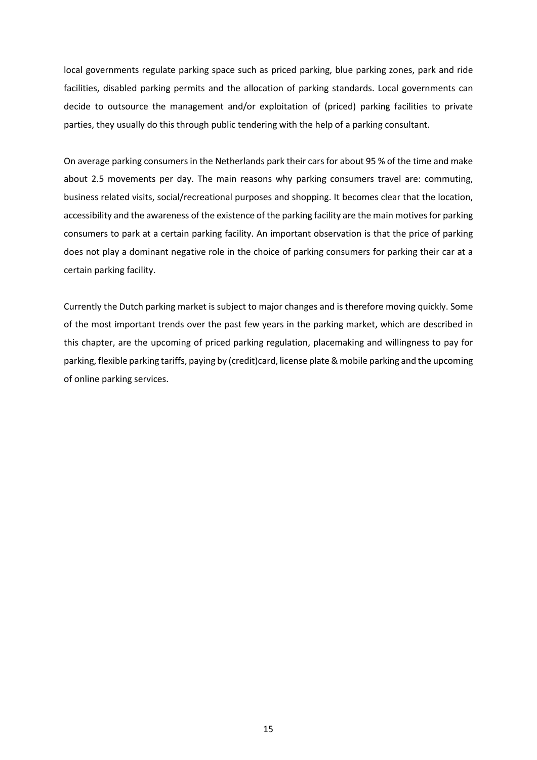local governments regulate parking space such as priced parking, blue parking zones, park and ride facilities, disabled parking permits and the allocation of parking standards. Local governments can decide to outsource the management and/or exploitation of (priced) parking facilities to private parties, they usually do this through public tendering with the help of a parking consultant.

On average parking consumers in the Netherlands park their cars for about 95 % of the time and make about 2.5 movements per day. The main reasons why parking consumers travel are: commuting, business related visits, social/recreational purposes and shopping. It becomes clear that the location, accessibility and the awareness of the existence of the parking facility are the main motives for parking consumers to park at a certain parking facility. An important observation is that the price of parking does not play a dominant negative role in the choice of parking consumers for parking their car at a certain parking facility.

Currently the Dutch parking market is subject to major changes and is therefore moving quickly. Some of the most important trends over the past few years in the parking market, which are described in this chapter, are the upcoming of priced parking regulation, placemaking and willingness to pay for parking, flexible parking tariffs, paying by (credit)card, license plate & mobile parking and the upcoming of online parking services.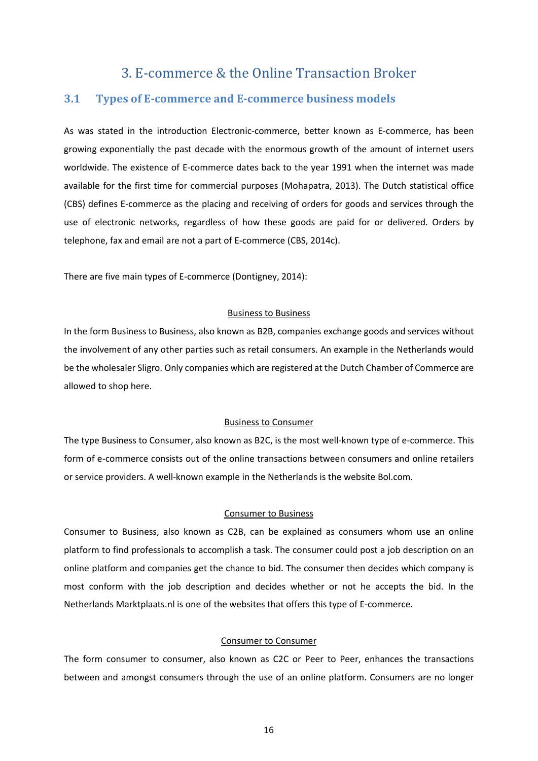# 3. E-commerce & the Online Transaction Broker

## 3.1 Types of E-commerce and E-commerce business models

As was stated in the introduction Electronic-commerce, better known as E-commerce, has been growing exponentially the past decade with the enormous growth of the amount of internet users worldwide. The existence of E-commerce dates back to the year 1991 when the internet was made available for the first time for commercial purposes (Mohapatra, 2013). The Dutch statistical office (CBS) defines E-commerce as the placing and receiving of orders for goods and services through the use of electronic networks, regardless of how these goods are paid for or delivered. Orders by telephone, fax and email are not a part of E-commerce (CBS, 2014c).

There are five main types of E-commerce (Dontigney, 2014):

<u>Business to Business</u>

In the form Business to Business, also known as B2B, companies exchange goods and services without the involvement of any other parties such as retail consumers. An example in the Netherlands would be the wholesaler Sligro. Only companies which are registered at the Dutch Chamber of Commerce are allowed to shop here.

<u>Business to Consumer</u>

The type Business to Consumer, also known as B2C, is the most well-known type of e-commerce. This form of e-commerce consists out of the online transactions between consumers and online retailers or service providers. A well-known example in the Netherlands is the website Bol.com.

<u>Consumer to Business</u>

Consumer to Business, also known as C2B, can be explained as consumers whom use an online platform to find professionals to accomplish a task. The consumer could post a job description on an online platform and companies get the chance to bid. The consumer then decides which company is most conform with the job description and decides whether or not he accepts the bid. In the Netherlands Marktplaats.nl is one of the websites that offers this type of E-commerce.

<u>Consumer to Consumer</u>

The form consumer to consumer, also known as C2C or Peer to Peer, enhances the transactions between and amongst consumers through the use of an online platform. Consumers are no longer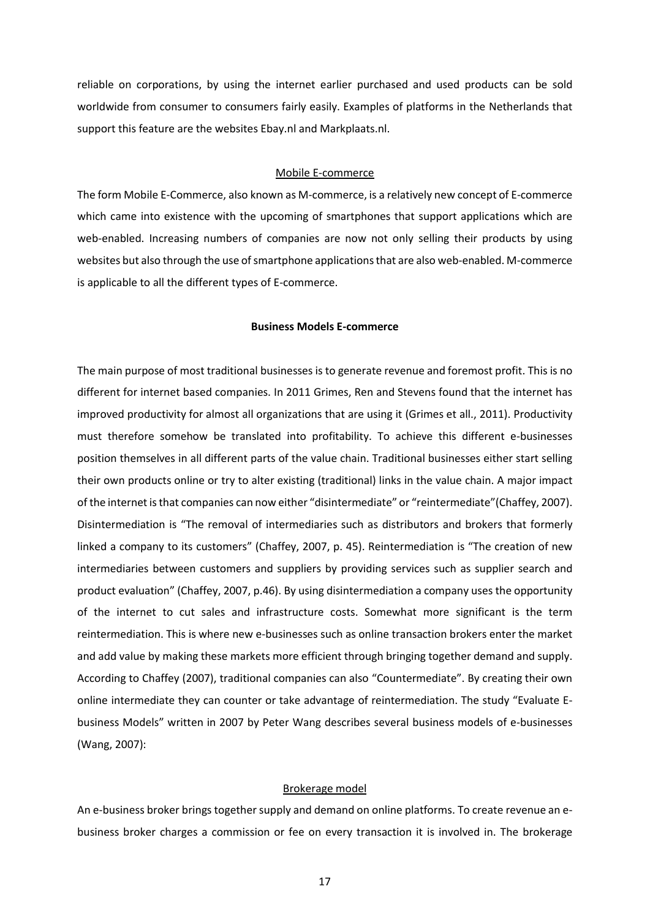reliable on corporations, by using the internet earlier purchased and used products can be sold worldwide from consumer to consumers fairly easily. Examples of platforms in the Netherlands that support this feature are the websites Ebay.nl and Markplaats.nl.

### Mobile E-commerce

The form Mobile E-Commerce, also known as M-commerce, is a relatively new concept of E-commerce which came into existence with the upcoming of smartphones that support applications which are web-enabled. Increasing numbers of companies are now not only selling their products by using websites but also through the use of smartphone applications that are also web-enabled. M-commerce is applicable to all the different types of E-commerce.

## Business Models E-commerce

The main purpose of most traditional businesses is to generate revenue and foremost profit. This is no different for internet based companies. In 2011 Grimes, Ren and Stevens found that the internet has improved productivity for almost all organizations that are using it (Grimes et all., 2011). Productivity must therefore somehow be translated into profitability. To achieve this different e-businesses position themselves in all different parts of the value chain. Traditional businesses either start selling their own products online or try to alter existing (traditional) links in the value chain. A major impact of the internet is that companies can now either "disintermediate" or "reintermediate"(Chaffey, 2007). Disintermediation is "The removal of intermediaries such as distributors and brokers that formerly linked a company to its customers" (Chaffey, 2007, p. 45). Reintermediation is "The creation of new intermediaries between customers and suppliers by providing services such as supplier search and product evaluation" (Chaffey, 2007, p.46). By using disintermediation a company uses the opportunity of the internet to cut sales and infrastructure costs. Somewhat more significant is the term reintermediation. This is where new e-businesses such as online transaction brokers enter the market and add value by making these markets more efficient through bringing together demand and supply. According to Chaffey (2007), traditional companies can also "Countermediate". By creating their own online intermediate they can counter or take advantage of reintermediation. The study "Evaluate E-business Models" written in 2007 by Peter Wang describes several business models of e-businesses (Wang, 2007):

### Brokerage model

An e-business broker brings together supply and demand on online platforms. To create revenue an e-business broker charges a commission or fee on every transaction it is involved in. The brokerage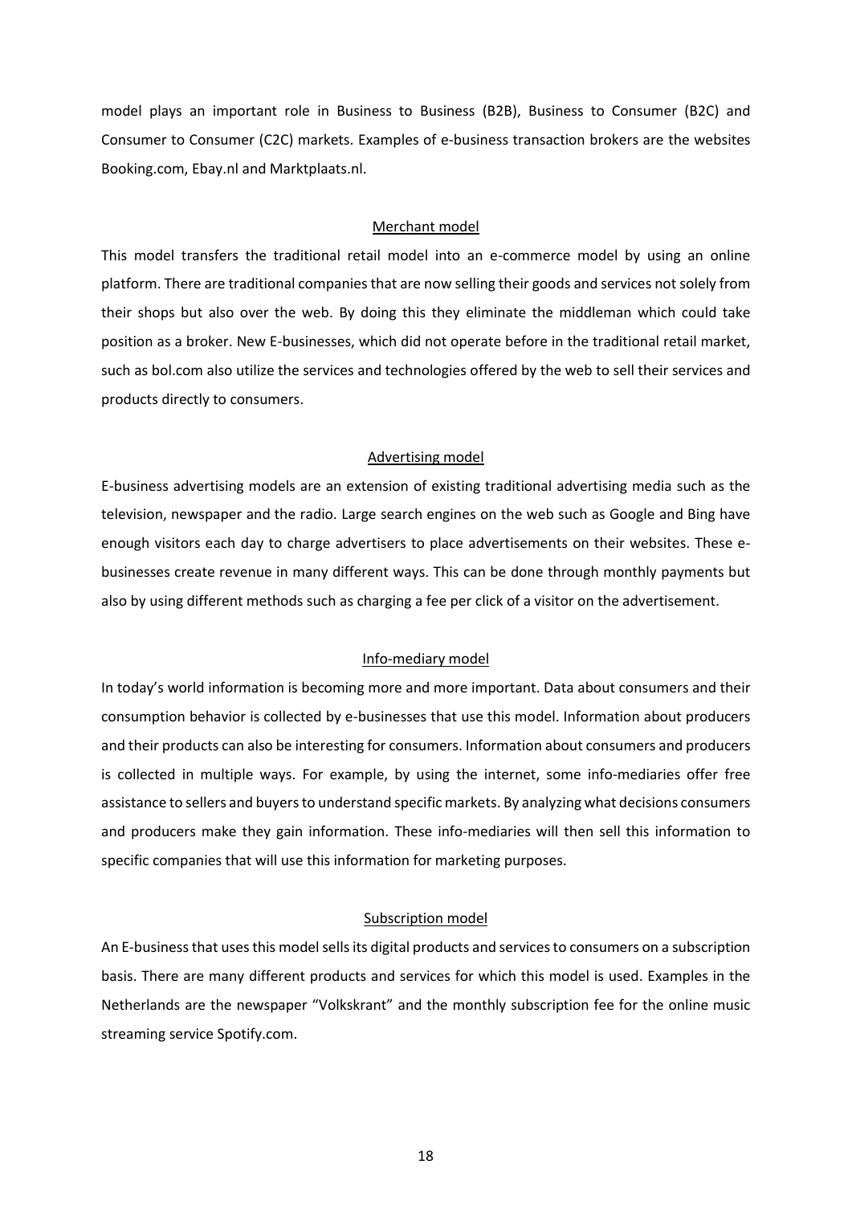model plays an important role in Business to Business (B2B), Business to Consumer (B2C) and Consumer to Consumer (C2C) markets. Examples of e-business transaction brokers are the websites Booking.com, Ebay.nl and Marktplaats.nl.

### Merchant model

This model transfers the traditional retail model into an e-commerce model by using an online platform. There are traditional companies that are now selling their goods and services not solely from their shops but also over the web. By doing this they eliminate the middleman which could take position as a broker. New E-businesses, which did not operate before in the traditional retail market, such as bol.com also utilize the services and technologies offered by the web to sell their services and products directly to consumers.

### Advertising model

E-business advertising models are an extension of existing traditional advertising media such as the television, newspaper and the radio. Large search engines on the web such as Google and Bing have enough visitors each day to charge advertisers to place advertisements on their websites. These e-businesses create revenue in many different ways. This can be done through monthly payments but also by using different methods such as charging a fee per click of a visitor on the advertisement.

### Info-mediary model

In today's world information is becoming more and more important. Data about consumers and their consumption behavior is collected by e-businesses that use this model. Information about producers and their products can also be interesting for consumers. Information about consumers and producers is collected in multiple ways. For example, by using the internet, some info-mediaries offer free assistance to sellers and buyers to understand specific markets. By analyzing what decisions consumers and producers make they gain information. These info-mediaries will then sell this information to specific companies that will use this information for marketing purposes.

### Subscription model

An E-business that uses this model sells its digital products and services to consumers on a subscription basis. There are many different products and services for which this model is used. Examples in the Netherlands are the newspaper "Volkskrant" and the monthly subscription fee for the online music streaming service Spotify.com.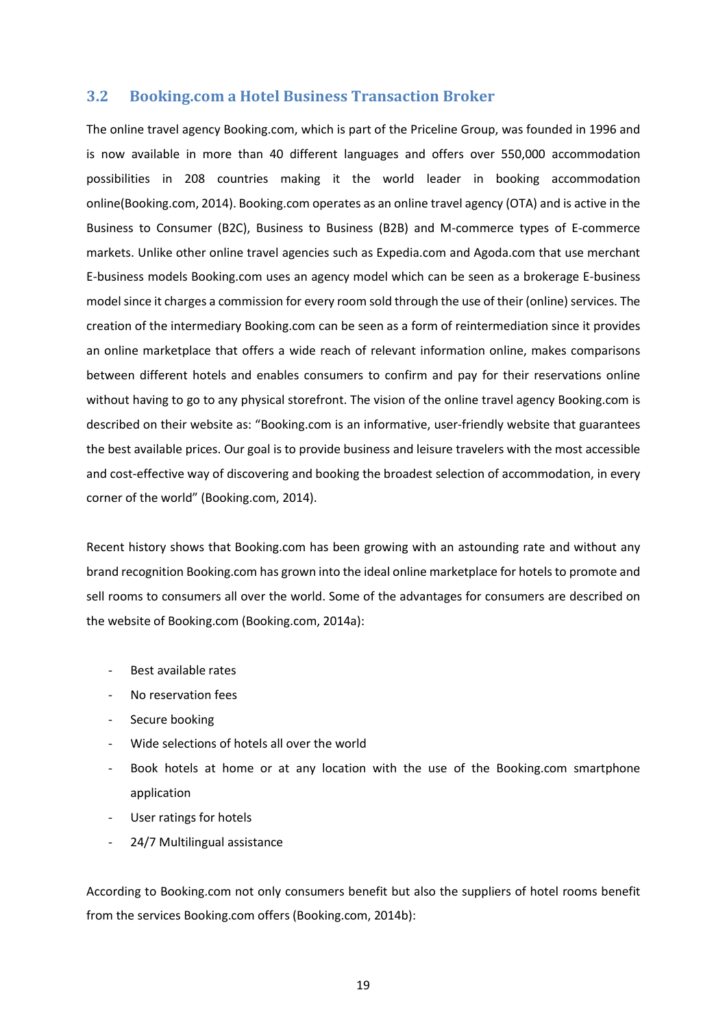## 3.2 Booking.com a Hotel Business Transaction Broker

The online travel agency Booking.com, which is part of the Priceline Group, was founded in 1996 and is now available in more than 40 different languages and offers over 550,000 accommodation possibilities in 208 countries making it the world leader in booking accommodation online(Booking.com, 2014). Booking.com operates as an online travel agency (OTA) and is active in the Business to Consumer (B2C), Business to Business (B2B) and M-commerce types of E-commerce markets. Unlike other online travel agencies such as Expedia.com and Agoda.com that use merchant E-business models Booking.com uses an agency model which can be seen as a brokerage E-business model since it charges a commission for every room sold through the use of their (online) services. The creation of the intermediary Booking.com can be seen as a form of reintermediation since it provides an online marketplace that offers a wide reach of relevant information online, makes comparisons between different hotels and enables consumers to confirm and pay for their reservations online without having to go to any physical storefront. The vision of the online travel agency Booking.com is described on their website as: "Booking.com is an informative, user-friendly website that guarantees the best available prices. Our goal is to provide business and leisure travelers with the most accessible and cost-effective way of discovering and booking the broadest selection of accommodation, in every corner of the world" (Booking.com, 2014).

Recent history shows that Booking.com has been growing with an astounding rate and without any brand recognition Booking.com has grown into the ideal online marketplace for hotels to promote and sell rooms to consumers all over the world. Some of the advantages for consumers are described on the website of Booking.com (Booking.com, 2014a):

- Best available rates
- No reservation fees
- Secure booking
- Wide selections of hotels all over the world
- Book hotels at home or at any location with the use of the Booking.com smartphone application
- User ratings for hotels
- 24/7 Multilingual assistance

According to Booking.com not only consumers benefit but also the suppliers of hotel rooms benefit from the services Booking.com offers (Booking.com, 2014b):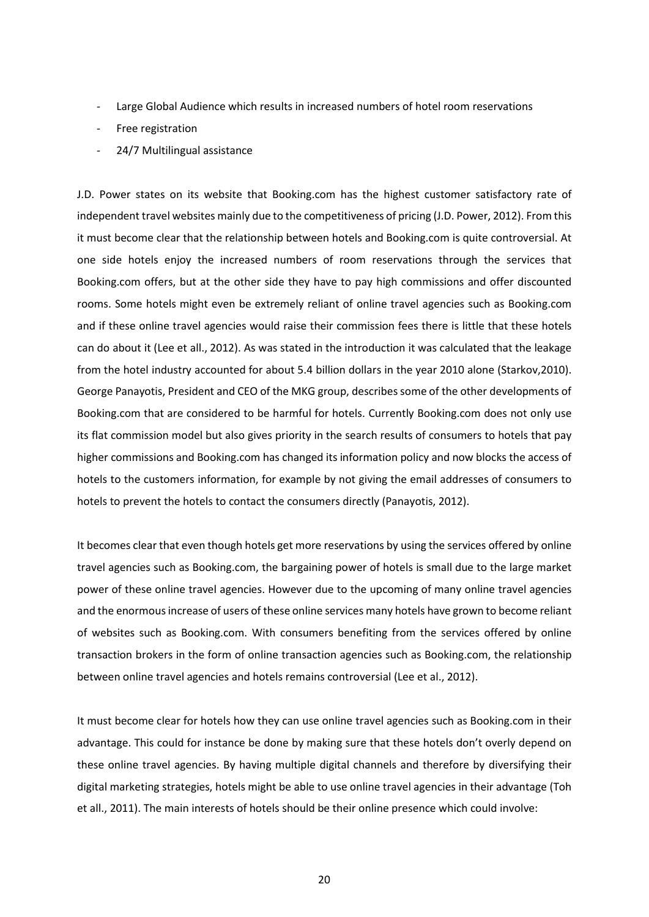- Large Global Audience which results in increased numbers of hotel room reservations
- Free registration
- 24/7 Multilingual assistance

J.D. Power states on its website that Booking.com has the highest customer satisfactory rate of independent travel websites mainly due to the competitiveness of pricing (J.D. Power, 2012). From this it must become clear that the relationship between hotels and Booking.com is quite controversial. At one side hotels enjoy the increased numbers of room reservations through the services that Booking.com offers, but at the other side they have to pay high commissions and offer discounted rooms. Some hotels might even be extremely reliant of online travel agencies such as Booking.com and if these online travel agencies would raise their commission fees there is little that these hotels can do about it (Lee et all., 2012). As was stated in the introduction it was calculated that the leakage from the hotel industry accounted for about 5.4 billion dollars in the year 2010 alone (Starkov,2010). George Panayotis, President and CEO of the MKG group, describes some of the other developments of Booking.com that are considered to be harmful for hotels. Currently Booking.com does not only use its flat commission model but also gives priority in the search results of consumers to hotels that pay higher commissions and Booking.com has changed its information policy and now blocks the access of hotels to the customers information, for example by not giving the email addresses of consumers to hotels to prevent the hotels to contact the consumers directly (Panayotis, 2012).

It becomes clear that even though hotels get more reservations by using the services offered by online travel agencies such as Booking.com, the bargaining power of hotels is small due to the large market power of these online travel agencies. However due to the upcoming of many online travel agencies and the enormous increase of users of these online services many hotels have grown to become reliant of websites such as Booking.com. With consumers benefiting from the services offered by online transaction brokers in the form of online transaction agencies such as Booking.com, the relationship between online travel agencies and hotels remains controversial (Lee et al., 2012).

It must become clear for hotels how they can use online travel agencies such as Booking.com in their advantage. This could for instance be done by making sure that these hotels don't overly depend on these online travel agencies. By having multiple digital channels and therefore by diversifying their digital marketing strategies, hotels might be able to use online travel agencies in their advantage (Toh et all., 2011). The main interests of hotels should be their online presence which could involve: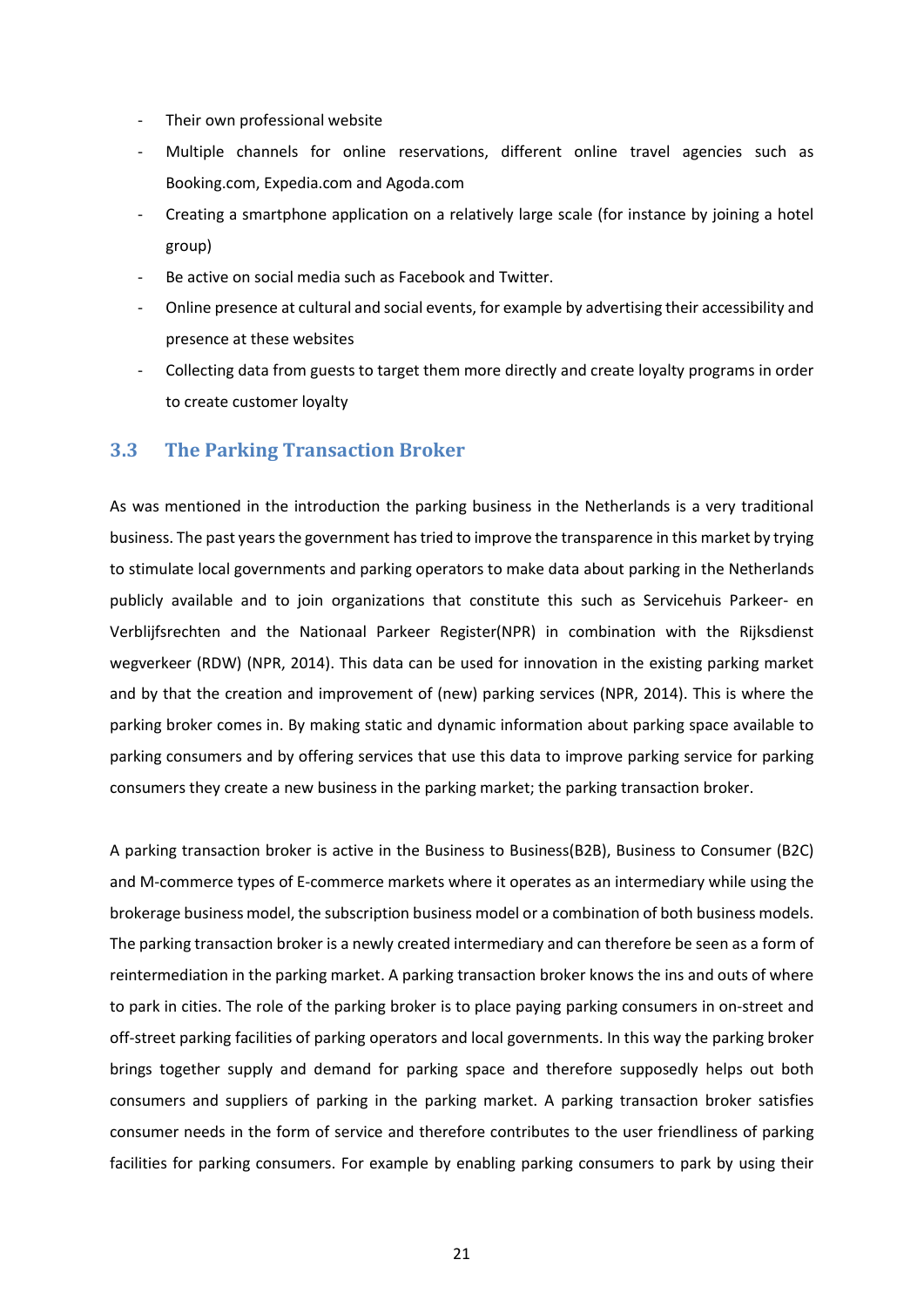- Their own professional website
- Multiple channels for online reservations, different online travel agencies such as Booking.com, Expedia.com and Agoda.com
- Creating a smartphone application on a relatively large scale (for instance by joining a hotel group)
- Be active on social media such as Facebook and Twitter.
- Online presence at cultural and social events, for example by advertising their accessibility and presence at these websites
- Collecting data from guests to target them more directly and create loyalty programs in order to create customer loyalty

## 3.3 The Parking Transaction Broker

As was mentioned in the introduction the parking business in the Netherlands is a very traditional business. The past years the government has tried to improve the transparence in this market by trying to stimulate local governments and parking operators to make data about parking in the Netherlands publicly available and to join organizations that constitute this such as Servicehuis Parkeer- en Verblijfsrechten and the Nationaal Parkeer Register(NPR) in combination with the Rijksdienst wegverkeer (RDW) (NPR, 2014). This data can be used for innovation in the existing parking market and by that the creation and improvement of (new) parking services (NPR, 2014). This is where the parking broker comes in. By making static and dynamic information about parking space available to parking consumers and by offering services that use this data to improve parking service for parking consumers they create a new business in the parking market; the parking transaction broker.

A parking transaction broker is active in the Business to Business(B2B), Business to Consumer (B2C) and M-commerce types of E-commerce markets where it operates as an intermediary while using the brokerage business model, the subscription business model or a combination of both business models. The parking transaction broker is a newly created intermediary and can therefore be seen as a form of reintermediation in the parking market. A parking transaction broker knows the ins and outs of where to park in cities. The role of the parking broker is to place paying parking consumers in on-street and off-street parking facilities of parking operators and local governments. In this way the parking broker brings together supply and demand for parking space and therefore supposedly helps out both consumers and suppliers of parking in the parking market. A parking transaction broker satisfies consumer needs in the form of service and therefore contributes to the user friendliness of parking facilities for parking consumers. For example by enabling parking consumers to park by using their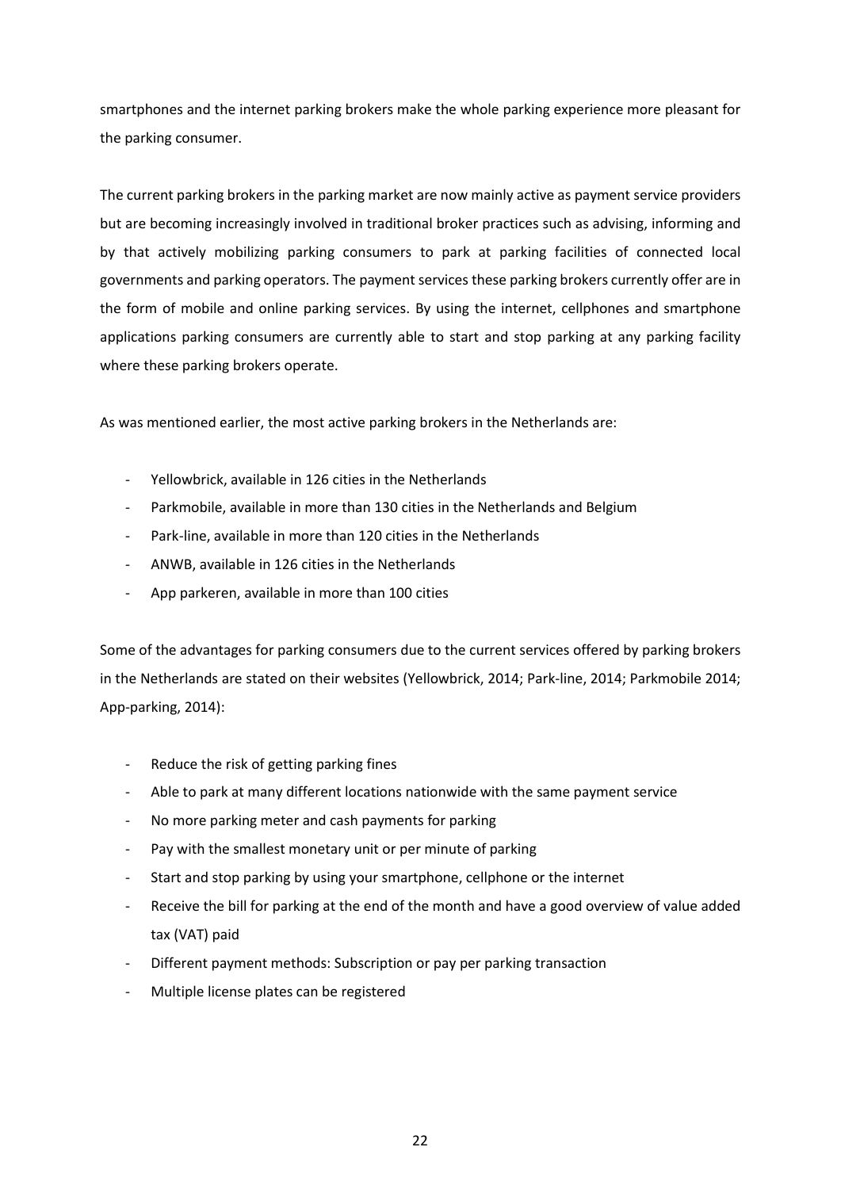smartphones and the internet parking brokers make the whole parking experience more pleasant for the parking consumer.

The current parking brokers in the parking market are now mainly active as payment service providers but are becoming increasingly involved in traditional broker practices such as advising, informing and by that actively mobilizing parking consumers to park at parking facilities of connected local governments and parking operators. The payment services these parking brokers currently offer are in the form of mobile and online parking services. By using the internet, cellphones and smartphone applications parking consumers are currently able to start and stop parking at any parking facility where these parking brokers operate.

As was mentioned earlier, the most active parking brokers in the Netherlands are:

- Yellowbrick, available in 126 cities in the Netherlands
- Parkmobile, available in more than 130 cities in the Netherlands and Belgium
- Park-line, available in more than 120 cities in the Netherlands
- ANWB, available in 126 cities in the Netherlands
- App parkeren, available in more than 100 cities

Some of the advantages for parking consumers due to the current services offered by parking brokers in the Netherlands are stated on their websites (Yellowbrick, 2014; Park-line, 2014; Parkmobile 2014; App-parking, 2014):

- Reduce the risk of getting parking fines
- Able to park at many different locations nationwide with the same payment service
- No more parking meter and cash payments for parking
- Pay with the smallest monetary unit or per minute of parking
- Start and stop parking by using your smartphone, cellphone or the internet
- Receive the bill for parking at the end of the month and have a good overview of value added tax (VAT) paid
- Different payment methods: Subscription or pay per parking transaction
- Multiple license plates can be registered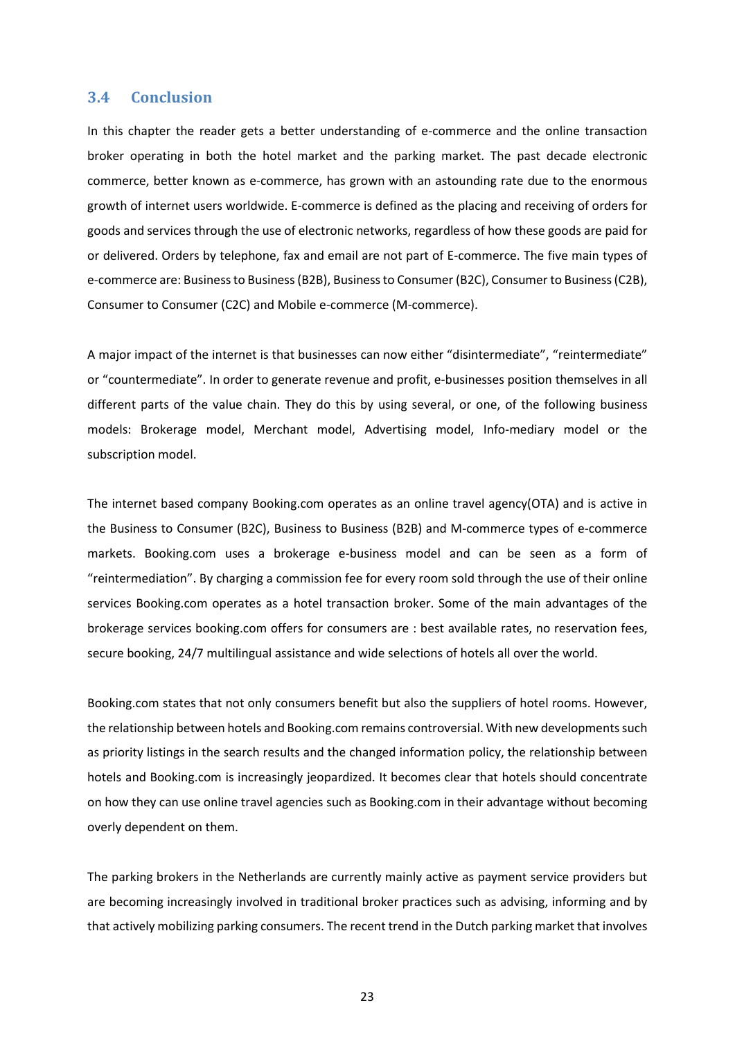## 3.4 Conclusion

In this chapter the reader gets a better understanding of e-commerce and the online transaction broker operating in both the hotel market and the parking market. The past decade electronic commerce, better known as e-commerce, has grown with an astounding rate due to the enormous growth of internet users worldwide. E-commerce is defined as the placing and receiving of orders for goods and services through the use of electronic networks, regardless of how these goods are paid for or delivered. Orders by telephone, fax and email are not part of E-commerce. The five main types of e-commerce are: Business to Business (B2B), Business to Consumer (B2C), Consumer to Business (C2B), Consumer to Consumer (C2C) and Mobile e-commerce (M-commerce).

A major impact of the internet is that businesses can now either "disintermediate", "reintermediate" or "countermediate". In order to generate revenue and profit, e-businesses position themselves in all different parts of the value chain. They do this by using several, or one, of the following business models: Brokerage model, Merchant model, Advertising model, Info-mediary model or the subscription model.

The internet based company Booking.com operates as an online travel agency(OTA) and is active in the Business to Consumer (B2C), Business to Business (B2B) and M-commerce types of e-commerce markets. Booking.com uses a brokerage e-business model and can be seen as a form of "reintermediation". By charging a commission fee for every room sold through the use of their online services Booking.com operates as a hotel transaction broker. Some of the main advantages of the brokerage services booking.com offers for consumers are : best available rates, no reservation fees, secure booking, 24/7 multilingual assistance and wide selections of hotels all over the world.

Booking.com states that not only consumers benefit but also the suppliers of hotel rooms. However, the relationship between hotels and Booking.com remains controversial. With new developments such as priority listings in the search results and the changed information policy, the relationship between hotels and Booking.com is increasingly jeopardized. It becomes clear that hotels should concentrate on how they can use online travel agencies such as Booking.com in their advantage without becoming overly dependent on them.

The parking brokers in the Netherlands are currently mainly active as payment service providers but are becoming increasingly involved in traditional broker practices such as advising, informing and by that actively mobilizing parking consumers. The recent trend in the Dutch parking market that involves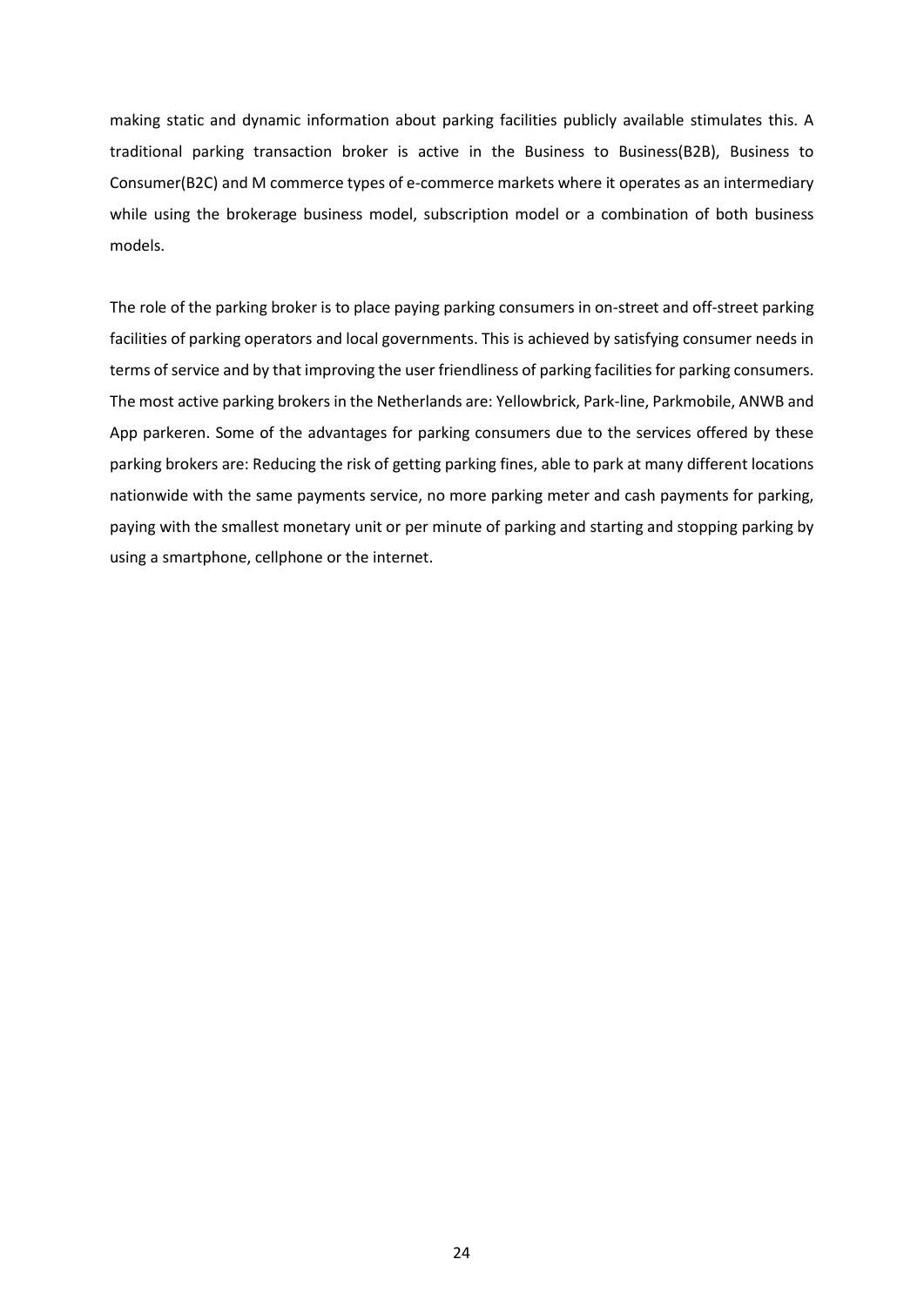making static and dynamic information about parking facilities publicly available stimulates this. A traditional parking transaction broker is active in the Business to Business(B2B), Business to Consumer(B2C) and M commerce types of e-commerce markets where it operates as an intermediary while using the brokerage business model, subscription model or a combination of both business models.

The role of the parking broker is to place paying parking consumers in on-street and off-street parking facilities of parking operators and local governments. This is achieved by satisfying consumer needs in terms of service and by that improving the user friendliness of parking facilities for parking consumers. The most active parking brokers in the Netherlands are: Yellowbrick, Park-line, Parkmobile, ANWB and App parkeren. Some of the advantages for parking consumers due to the services offered by these parking brokers are: Reducing the risk of getting parking fines, able to park at many different locations nationwide with the same payments service, no more parking meter and cash payments for parking, paying with the smallest monetary unit or per minute of parking and starting and stopping parking by using a smartphone, cellphone or the internet.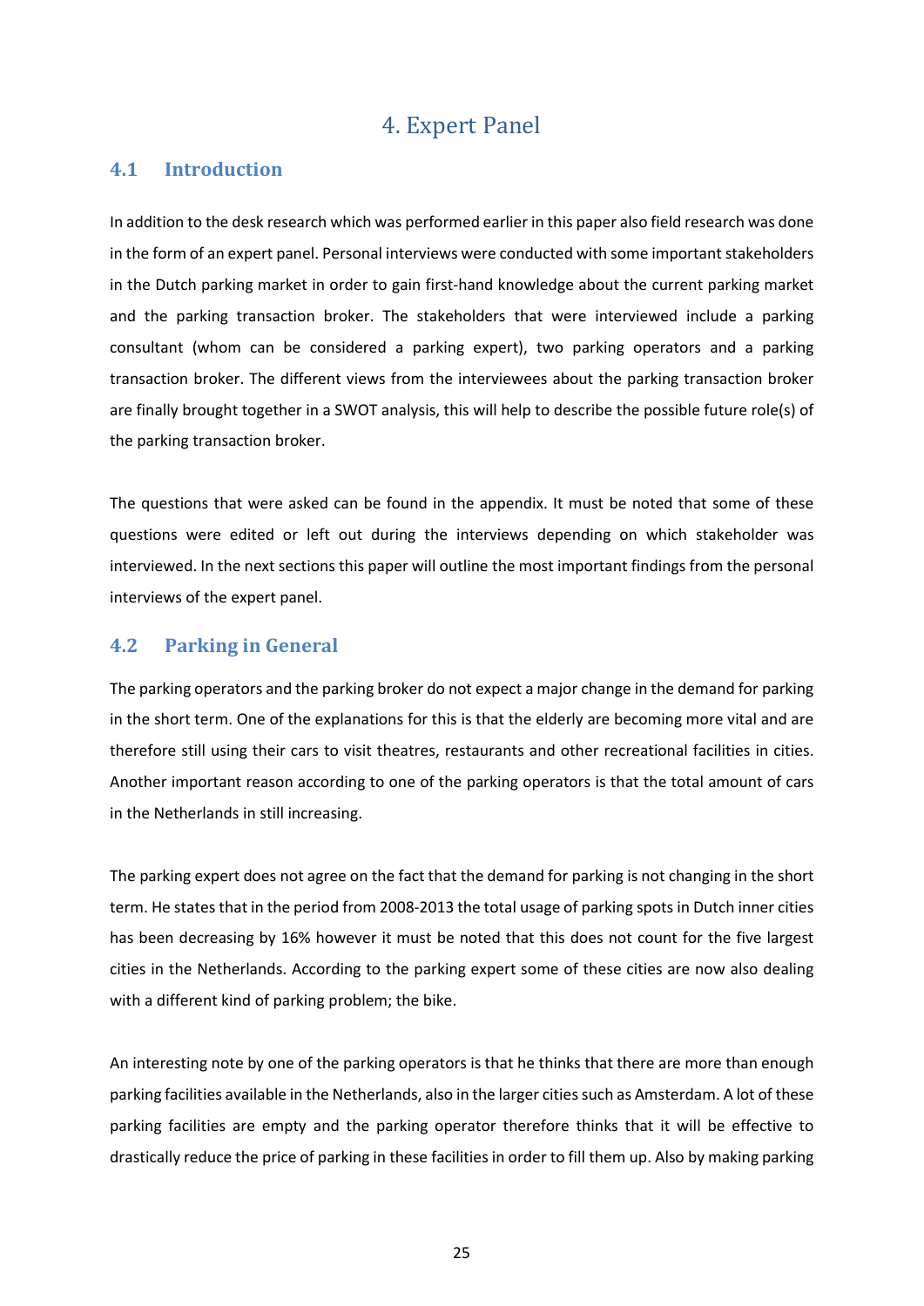# 4. Expert Panel

## 4.1 Introduction

In addition to the desk research which was performed earlier in this paper also field research was done in the form of an expert panel. Personal interviews were conducted with some important stakeholders in the Dutch parking market in order to gain first-hand knowledge about the current parking market and the parking transaction broker. The stakeholders that were interviewed include a parking consultant (whom can be considered a parking expert), two parking operators and a parking transaction broker. The different views from the interviewees about the parking transaction broker are finally brought together in a SWOT analysis, this will help to describe the possible future role(s) of the parking transaction broker.

The questions that were asked can be found in the appendix. It must be noted that some of these questions were edited or left out during the interviews depending on which stakeholder was interviewed. In the next sections this paper will outline the most important findings from the personal interviews of the expert panel.

## 4.2 Parking in General

The parking operators and the parking broker do not expect a major change in the demand for parking in the short term. One of the explanations for this is that the elderly are becoming more vital and are therefore still using their cars to visit theatres, restaurants and other recreational facilities in cities. Another important reason according to one of the parking operators is that the total amount of cars in the Netherlands in still increasing.

The parking expert does not agree on the fact that the demand for parking is not changing in the short term. He states that in the period from 2008-2013 the total usage of parking spots in Dutch inner cities has been decreasing by 16% however it must be noted that this does not count for the five largest cities in the Netherlands. According to the parking expert some of these cities are now also dealing with a different kind of parking problem; the bike.

An interesting note by one of the parking operators is that he thinks that there are more than enough parking facilities available in the Netherlands, also in the larger cities such as Amsterdam. A lot of these parking facilities are empty and the parking operator therefore thinks that it will be effective to drastically reduce the price of parking in these facilities in order to fill them up. Also by making parking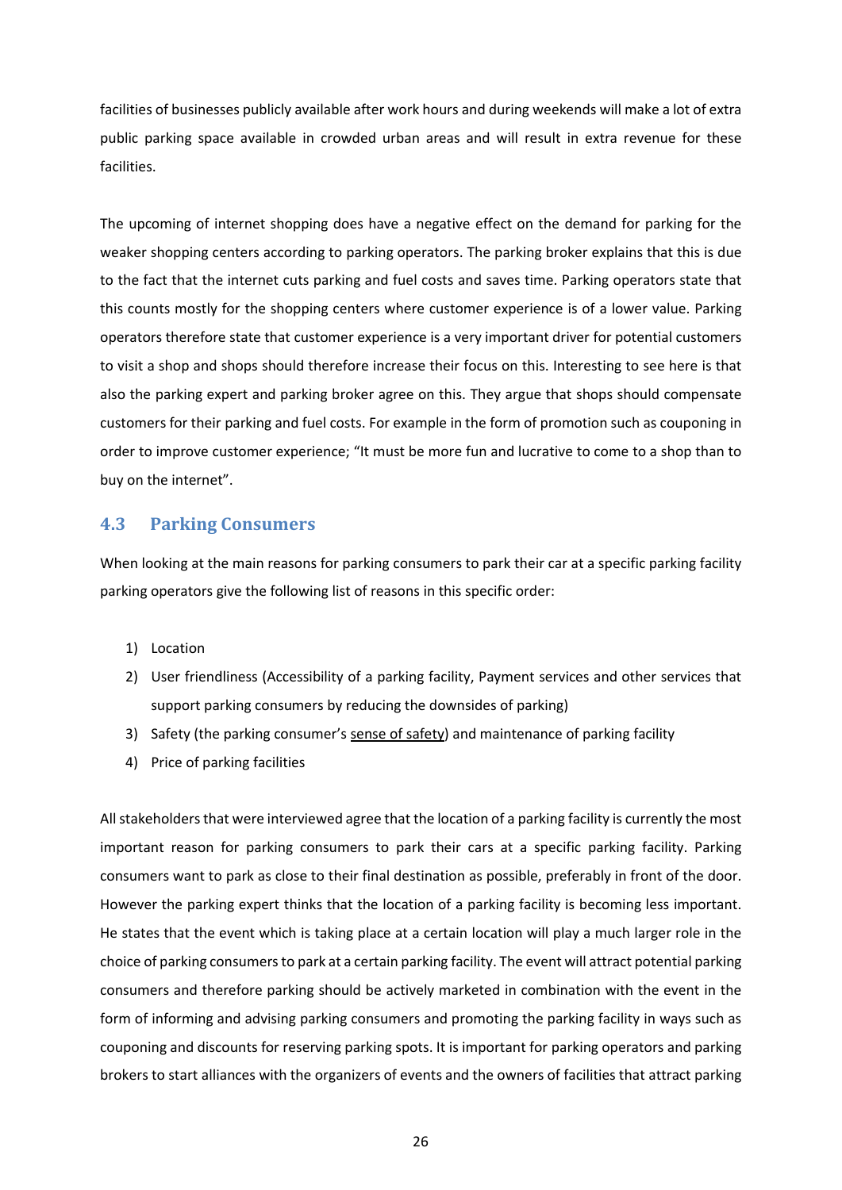facilities of businesses publicly available after work hours and during weekends will make a lot of extra public parking space available in crowded urban areas and will result in extra revenue for these facilities.

The upcoming of internet shopping does have a negative effect on the demand for parking for the weaker shopping centers according to parking operators. The parking broker explains that this is due to the fact that the internet cuts parking and fuel costs and saves time. Parking operators state that this counts mostly for the shopping centers where customer experience is of a lower value. Parking operators therefore state that customer experience is a very important driver for potential customers to visit a shop and shops should therefore increase their focus on this. Interesting to see here is that also the parking expert and parking broker agree on this. They argue that shops should compensate customers for their parking and fuel costs. For example in the form of promotion such as couponing in order to improve customer experience; "It must be more fun and lucrative to come to a shop than to buy on the internet".

## 4.3 Parking Consumers

When looking at the main reasons for parking consumers to park their car at a specific parking facility parking operators give the following list of reasons in this specific order:

1) Location
2) User friendliness (Accessibility of a parking facility, Payment services and other services that support parking consumers by reducing the downsides of parking)
3) Safety (the parking consumer's <u>sense of safety</u>) and maintenance of parking facility
4) Price of parking facilities

All stakeholders that were interviewed agree that the location of a parking facility is currently the most important reason for parking consumers to park their cars at a specific parking facility. Parking consumers want to park as close to their final destination as possible, preferably in front of the door. However the parking expert thinks that the location of a parking facility is becoming less important. He states that the event which is taking place at a certain location will play a much larger role in the choice of parking consumers to park at a certain parking facility. The event will attract potential parking consumers and therefore parking should be actively marketed in combination with the event in the form of informing and advising parking consumers and promoting the parking facility in ways such as couponing and discounts for reserving parking spots. It is important for parking operators and parking brokers to start alliances with the organizers of events and the owners of facilities that attract parking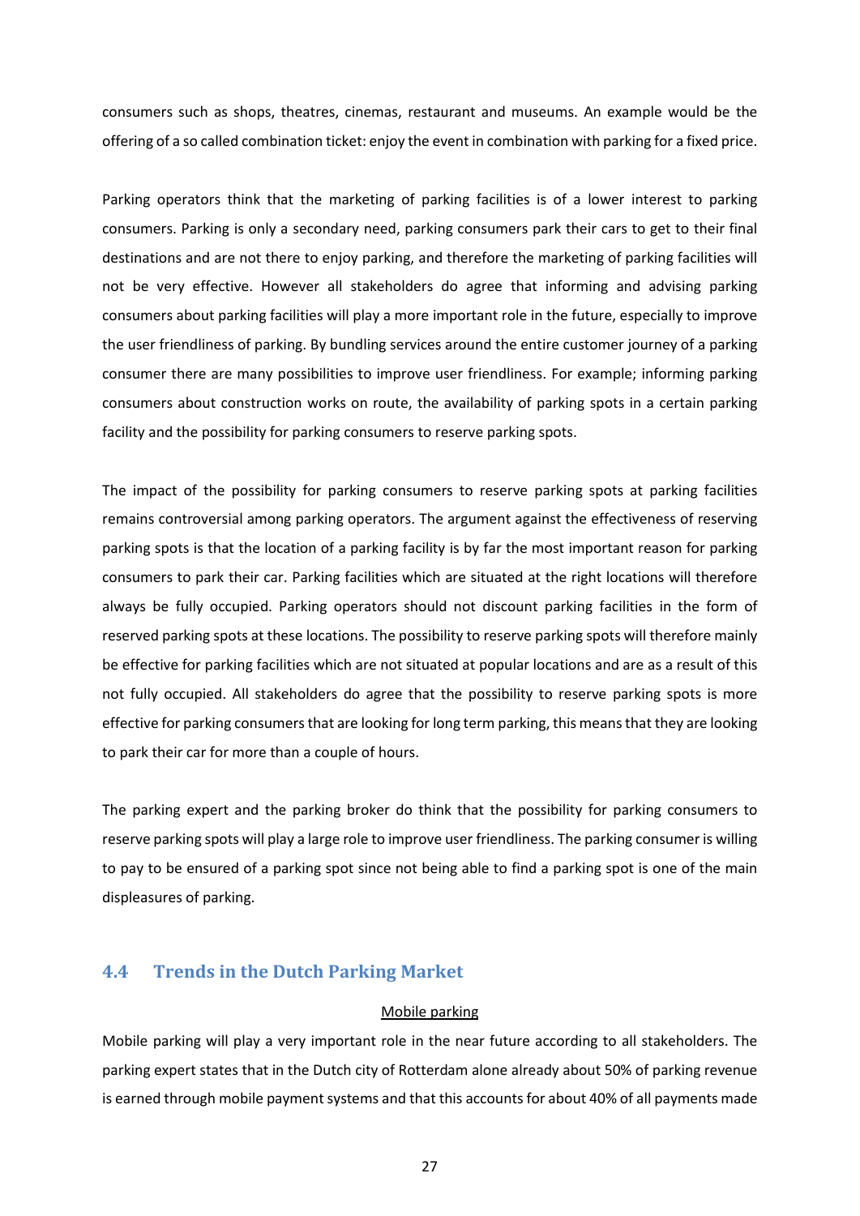consumers such as shops, theatres, cinemas, restaurant and museums. An example would be the offering of a so called combination ticket: enjoy the event in combination with parking for a fixed price.

Parking operators think that the marketing of parking facilities is of a lower interest to parking consumers. Parking is only a secondary need, parking consumers park their cars to get to their final destinations and are not there to enjoy parking, and therefore the marketing of parking facilities will not be very effective. However all stakeholders do agree that informing and advising parking consumers about parking facilities will play a more important role in the future, especially to improve the user friendliness of parking. By bundling services around the entire customer journey of a parking consumer there are many possibilities to improve user friendliness. For example; informing parking consumers about construction works on route, the availability of parking spots in a certain parking facility and the possibility for parking consumers to reserve parking spots.

The impact of the possibility for parking consumers to reserve parking spots at parking facilities remains controversial among parking operators. The argument against the effectiveness of reserving parking spots is that the location of a parking facility is by far the most important reason for parking consumers to park their car. Parking facilities which are situated at the right locations will therefore always be fully occupied. Parking operators should not discount parking facilities in the form of reserved parking spots at these locations. The possibility to reserve parking spots will therefore mainly be effective for parking facilities which are not situated at popular locations and are as a result of this not fully occupied. All stakeholders do agree that the possibility to reserve parking spots is more effective for parking consumers that are looking for long term parking, this means that they are looking to park their car for more than a couple of hours.

The parking expert and the parking broker do think that the possibility for parking consumers to reserve parking spots will play a large role to improve user friendliness. The parking consumer is willing to pay to be ensured of a parking spot since not being able to find a parking spot is one of the main displeasures of parking.

## 4.4 Trends in the Dutch Parking Market

<u>Mobile parking</u>

Mobile parking will play a very important role in the near future according to all stakeholders. The parking expert states that in the Dutch city of Rotterdam alone already about 50% of parking revenue is earned through mobile payment systems and that this accounts for about 40% of all payments made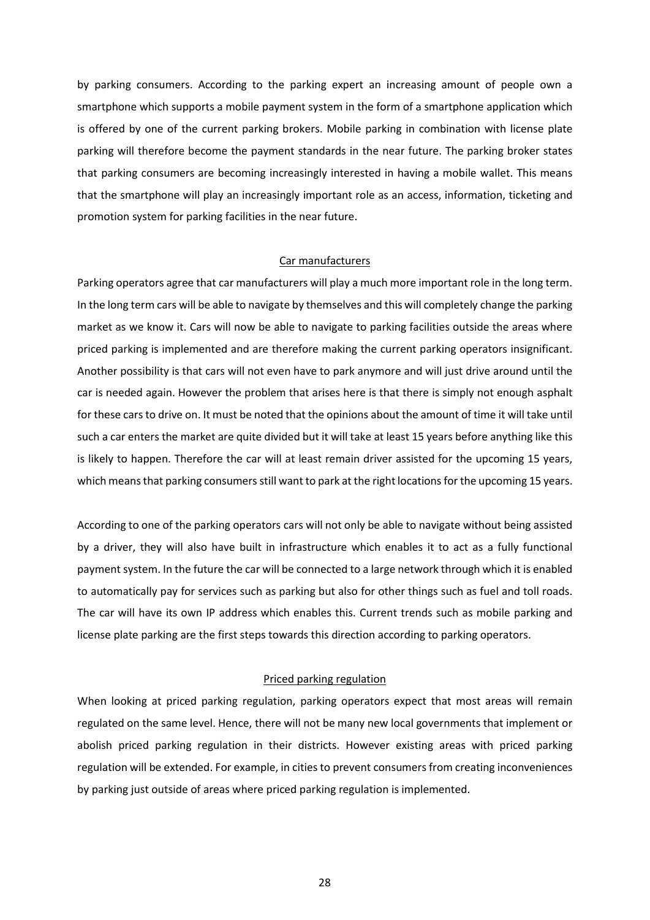by parking consumers. According to the parking expert an increasing amount of people own a smartphone which supports a mobile payment system in the form of a smartphone application which is offered by one of the current parking brokers. Mobile parking in combination with license plate parking will therefore become the payment standards in the near future. The parking broker states that parking consumers are becoming increasingly interested in having a mobile wallet. This means that the smartphone will play an increasingly important role as an access, information, ticketing and promotion system for parking facilities in the near future.

### Car manufacturers

Parking operators agree that car manufacturers will play a much more important role in the long term. In the long term cars will be able to navigate by themselves and this will completely change the parking market as we know it. Cars will now be able to navigate to parking facilities outside the areas where priced parking is implemented and are therefore making the current parking operators insignificant. Another possibility is that cars will not even have to park anymore and will just drive around until the car is needed again. However the problem that arises here is that there is simply not enough asphalt for these cars to drive on. It must be noted that the opinions about the amount of time it will take until such a car enters the market are quite divided but it will take at least 15 years before anything like this is likely to happen. Therefore the car will at least remain driver assisted for the upcoming 15 years, which means that parking consumers still want to park at the right locations for the upcoming 15 years.

According to one of the parking operators cars will not only be able to navigate without being assisted by a driver, they will also have built in infrastructure which enables it to act as a fully functional payment system. In the future the car will be connected to a large network through which it is enabled to automatically pay for services such as parking but also for other things such as fuel and toll roads. The car will have its own IP address which enables this. Current trends such as mobile parking and license plate parking are the first steps towards this direction according to parking operators.

### Priced parking regulation

When looking at priced parking regulation, parking operators expect that most areas will remain regulated on the same level. Hence, there will not be many new local governments that implement or abolish priced parking regulation in their districts. However existing areas with priced parking regulation will be extended. For example, in cities to prevent consumers from creating inconveniences by parking just outside of areas where priced parking regulation is implemented.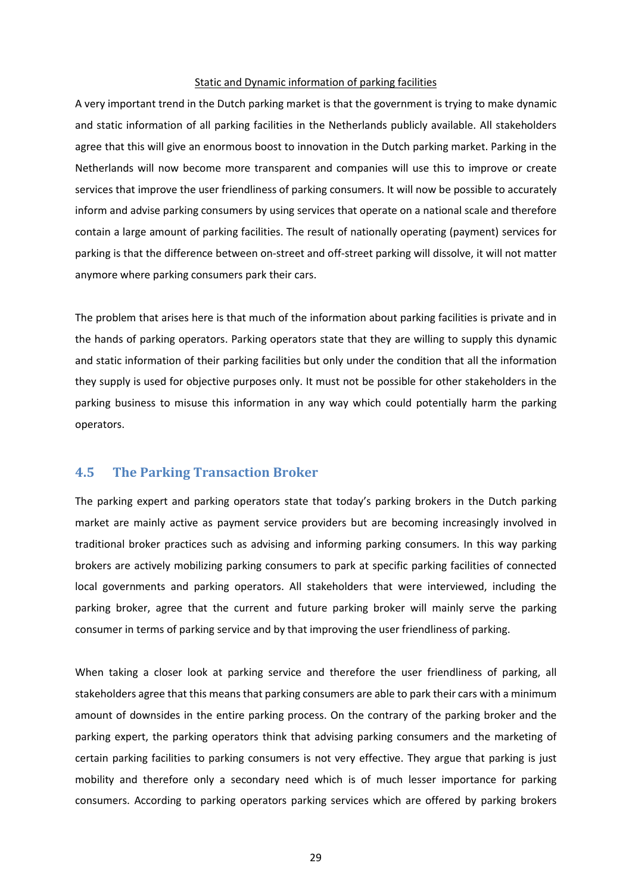Static and Dynamic information of parking facilities

A very important trend in the Dutch parking market is that the government is trying to make dynamic and static information of all parking facilities in the Netherlands publicly available. All stakeholders agree that this will give an enormous boost to innovation in the Dutch parking market. Parking in the Netherlands will now become more transparent and companies will use this to improve or create services that improve the user friendliness of parking consumers. It will now be possible to accurately inform and advise parking consumers by using services that operate on a national scale and therefore contain a large amount of parking facilities. The result of nationally operating (payment) services for parking is that the difference between on-street and off-street parking will dissolve, it will not matter anymore where parking consumers park their cars.

The problem that arises here is that much of the information about parking facilities is private and in the hands of parking operators. Parking operators state that they are willing to supply this dynamic and static information of their parking facilities but only under the condition that all the information they supply is used for objective purposes only. It must not be possible for other stakeholders in the parking business to misuse this information in any way which could potentially harm the parking operators.

## 4.5 The Parking Transaction Broker

The parking expert and parking operators state that today's parking brokers in the Dutch parking market are mainly active as payment service providers but are becoming increasingly involved in traditional broker practices such as advising and informing parking consumers. In this way parking brokers are actively mobilizing parking consumers to park at specific parking facilities of connected local governments and parking operators. All stakeholders that were interviewed, including the parking broker, agree that the current and future parking broker will mainly serve the parking consumer in terms of parking service and by that improving the user friendliness of parking.

When taking a closer look at parking service and therefore the user friendliness of parking, all stakeholders agree that this means that parking consumers are able to park their cars with a minimum amount of downsides in the entire parking process. On the contrary of the parking broker and the parking expert, the parking operators think that advising parking consumers and the marketing of certain parking facilities to parking consumers is not very effective. They argue that parking is just mobility and therefore only a secondary need which is of much lesser importance for parking consumers. According to parking operators parking services which are offered by parking brokers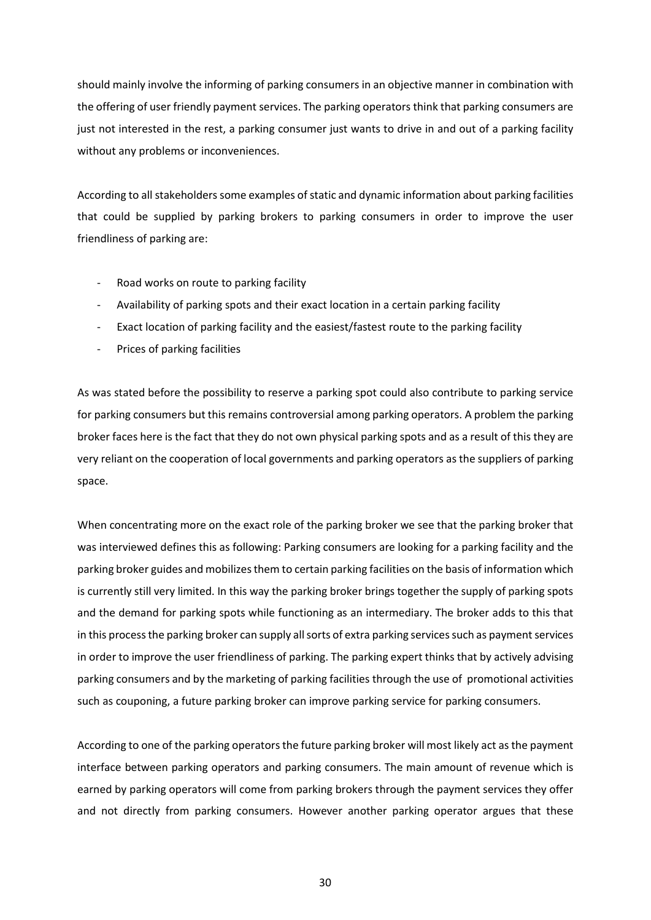should mainly involve the informing of parking consumers in an objective manner in combination with the offering of user friendly payment services. The parking operators think that parking consumers are just not interested in the rest, a parking consumer just wants to drive in and out of a parking facility without any problems or inconveniences.

According to all stakeholders some examples of static and dynamic information about parking facilities that could be supplied by parking brokers to parking consumers in order to improve the user friendliness of parking are:

- Road works on route to parking facility
- Availability of parking spots and their exact location in a certain parking facility
- Exact location of parking facility and the easiest/fastest route to the parking facility
- Prices of parking facilities

As was stated before the possibility to reserve a parking spot could also contribute to parking service for parking consumers but this remains controversial among parking operators. A problem the parking broker faces here is the fact that they do not own physical parking spots and as a result of this they are very reliant on the cooperation of local governments and parking operators as the suppliers of parking space.

When concentrating more on the exact role of the parking broker we see that the parking broker that was interviewed defines this as following: Parking consumers are looking for a parking facility and the parking broker guides and mobilizes them to certain parking facilities on the basis of information which is currently still very limited. In this way the parking broker brings together the supply of parking spots and the demand for parking spots while functioning as an intermediary. The broker adds to this that in this process the parking broker can supply all sorts of extra parking services such as payment services in order to improve the user friendliness of parking. The parking expert thinks that by actively advising parking consumers and by the marketing of parking facilities through the use of promotional activities such as couponing, a future parking broker can improve parking service for parking consumers.

According to one of the parking operators the future parking broker will most likely act as the payment interface between parking operators and parking consumers. The main amount of revenue which is earned by parking operators will come from parking brokers through the payment services they offer and not directly from parking consumers. However another parking operator argues that these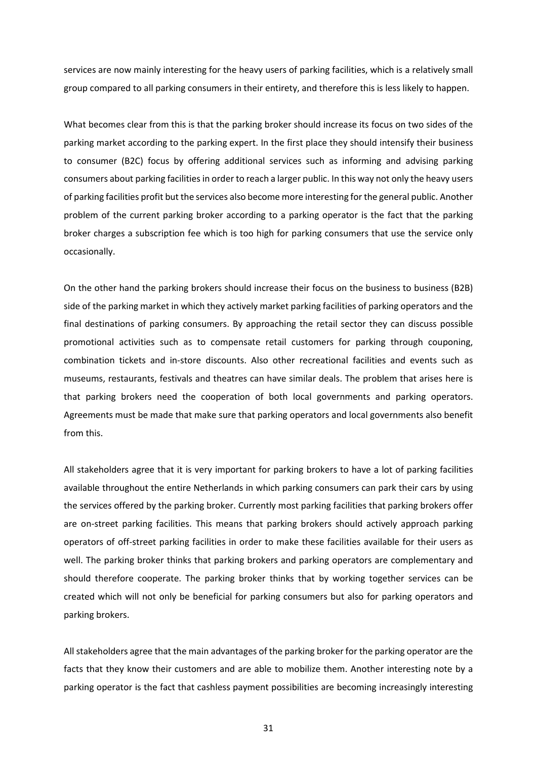services are now mainly interesting for the heavy users of parking facilities, which is a relatively small group compared to all parking consumers in their entirety, and therefore this is less likely to happen.

What becomes clear from this is that the parking broker should increase its focus on two sides of the parking market according to the parking expert. In the first place they should intensify their business to consumer (B2C) focus by offering additional services such as informing and advising parking consumers about parking facilities in order to reach a larger public. In this way not only the heavy users of parking facilities profit but the services also become more interesting for the general public. Another problem of the current parking broker according to a parking operator is the fact that the parking broker charges a subscription fee which is too high for parking consumers that use the service only occasionally.

On the other hand the parking brokers should increase their focus on the business to business (B2B) side of the parking market in which they actively market parking facilities of parking operators and the final destinations of parking consumers. By approaching the retail sector they can discuss possible promotional activities such as to compensate retail customers for parking through couponing, combination tickets and in-store discounts. Also other recreational facilities and events such as museums, restaurants, festivals and theatres can have similar deals. The problem that arises here is that parking brokers need the cooperation of both local governments and parking operators. Agreements must be made that make sure that parking operators and local governments also benefit from this.

All stakeholders agree that it is very important for parking brokers to have a lot of parking facilities available throughout the entire Netherlands in which parking consumers can park their cars by using the services offered by the parking broker. Currently most parking facilities that parking brokers offer are on-street parking facilities. This means that parking brokers should actively approach parking operators of off-street parking facilities in order to make these facilities available for their users as well. The parking broker thinks that parking brokers and parking operators are complementary and should therefore cooperate. The parking broker thinks that by working together services can be created which will not only be beneficial for parking consumers but also for parking operators and parking brokers.

All stakeholders agree that the main advantages of the parking broker for the parking operator are the facts that they know their customers and are able to mobilize them. Another interesting note by a parking operator is the fact that cashless payment possibilities are becoming increasingly interesting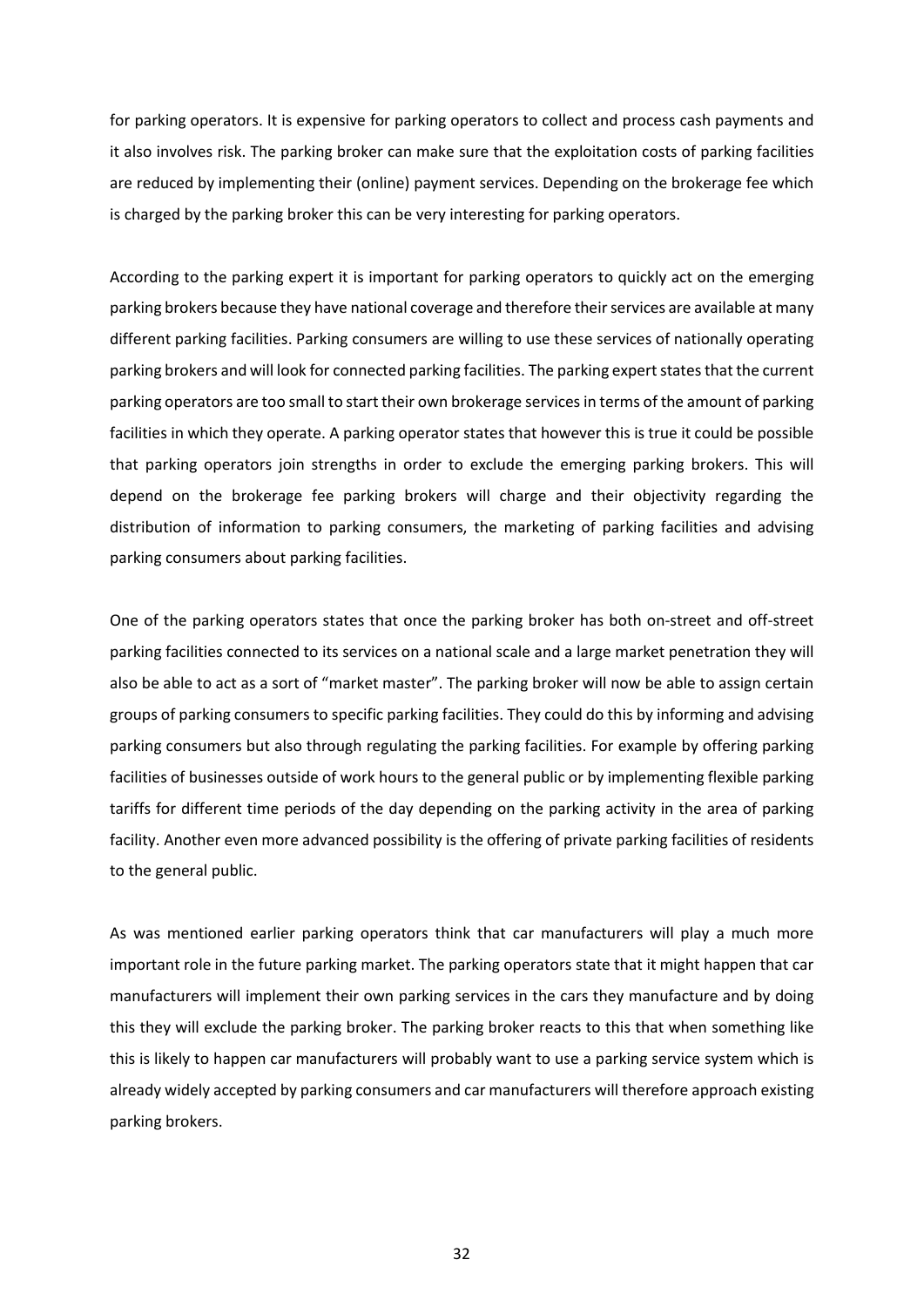for parking operators. It is expensive for parking operators to collect and process cash payments and it also involves risk. The parking broker can make sure that the exploitation costs of parking facilities are reduced by implementing their (online) payment services. Depending on the brokerage fee which is charged by the parking broker this can be very interesting for parking operators.

According to the parking expert it is important for parking operators to quickly act on the emerging parking brokers because they have national coverage and therefore their services are available at many different parking facilities. Parking consumers are willing to use these services of nationally operating parking brokers and will look for connected parking facilities. The parking expert states that the current parking operators are too small to start their own brokerage services in terms of the amount of parking facilities in which they operate. A parking operator states that however this is true it could be possible that parking operators join strengths in order to exclude the emerging parking brokers. This will depend on the brokerage fee parking brokers will charge and their objectivity regarding the distribution of information to parking consumers, the marketing of parking facilities and advising parking consumers about parking facilities.

One of the parking operators states that once the parking broker has both on-street and off-street parking facilities connected to its services on a national scale and a large market penetration they will also be able to act as a sort of "market master". The parking broker will now be able to assign certain groups of parking consumers to specific parking facilities. They could do this by informing and advising parking consumers but also through regulating the parking facilities. For example by offering parking facilities of businesses outside of work hours to the general public or by implementing flexible parking tariffs for different time periods of the day depending on the parking activity in the area of parking facility. Another even more advanced possibility is the offering of private parking facilities of residents to the general public.

As was mentioned earlier parking operators think that car manufacturers will play a much more important role in the future parking market. The parking operators state that it might happen that car manufacturers will implement their own parking services in the cars they manufacture and by doing this they will exclude the parking broker. The parking broker reacts to this that when something like this is likely to happen car manufacturers will probably want to use a parking service system which is already widely accepted by parking consumers and car manufacturers will therefore approach existing parking brokers.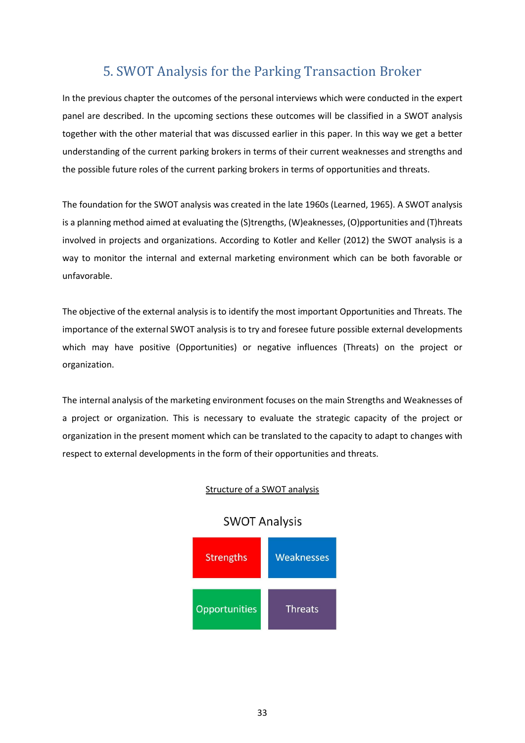# 5. SWOT Analysis for the Parking Transaction Broker

In the previous chapter the outcomes of the personal interviews which were conducted in the expert panel are described. In the upcoming sections these outcomes will be classified in a SWOT analysis together with the other material that was discussed earlier in this paper. In this way we get a better understanding of the current parking brokers in terms of their current weaknesses and strengths and the possible future roles of the current parking brokers in terms of opportunities and threats.

The foundation for the SWOT analysis was created in the late 1960s (Learned, 1965). A SWOT analysis is a planning method aimed at evaluating the (S)trengths, (W)eaknesses, (O)pportunities and (T)hreats involved in projects and organizations. According to Kotler and Keller (2012) the SWOT analysis is a way to monitor the internal and external marketing environment which can be both favorable or unfavorable.

The objective of the external analysis is to identify the most important Opportunities and Threats. The importance of the external SWOT analysis is to try and foresee future possible external developments which may have positive (Opportunities) or negative influences (Threats) on the project or organization.

The internal analysis of the marketing environment focuses on the main Strengths and Weaknesses of a project or organization. This is necessary to evaluate the strategic capacity of the project or organization in the present moment which can be translated to the capacity to adapt to changes with respect to external developments in the form of their opportunities and threats.

<u>Structure of a SWOT analysis</u>

SWOT Analysis

| Strengths | Weaknesses |
| --- | --- |
| Opportunities | Threats |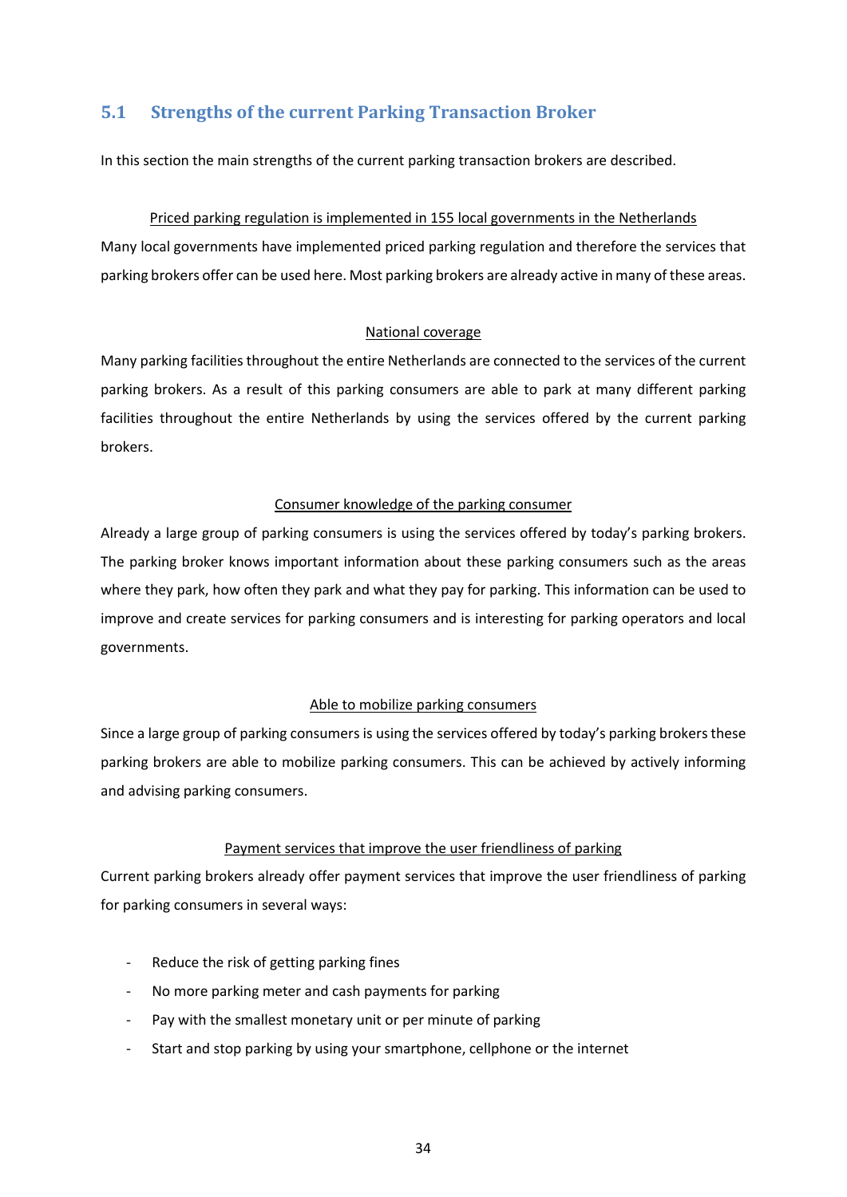## 5.1 Strengths of the current Parking Transaction Broker

In this section the main strengths of the current parking transaction brokers are described.

<u>Priced parking regulation is implemented in 155 local governments in the Netherlands</u>

Many local governments have implemented priced parking regulation and therefore the services that parking brokers offer can be used here. Most parking brokers are already active in many of these areas.

<u>National coverage</u>

Many parking facilities throughout the entire Netherlands are connected to the services of the current parking brokers. As a result of this parking consumers are able to park at many different parking facilities throughout the entire Netherlands by using the services offered by the current parking brokers.

<u>Consumer knowledge of the parking consumer</u>

Already a large group of parking consumers is using the services offered by today's parking brokers. The parking broker knows important information about these parking consumers such as the areas where they park, how often they park and what they pay for parking. This information can be used to improve and create services for parking consumers and is interesting for parking operators and local governments.

<u>Able to mobilize parking consumers</u>

Since a large group of parking consumers is using the services offered by today's parking brokers these parking brokers are able to mobilize parking consumers. This can be achieved by actively informing and advising parking consumers.

<u>Payment services that improve the user friendliness of parking</u>

Current parking brokers already offer payment services that improve the user friendliness of parking for parking consumers in several ways:

- Reduce the risk of getting parking fines
- No more parking meter and cash payments for parking
- Pay with the smallest monetary unit or per minute of parking
- Start and stop parking by using your smartphone, cellphone or the internet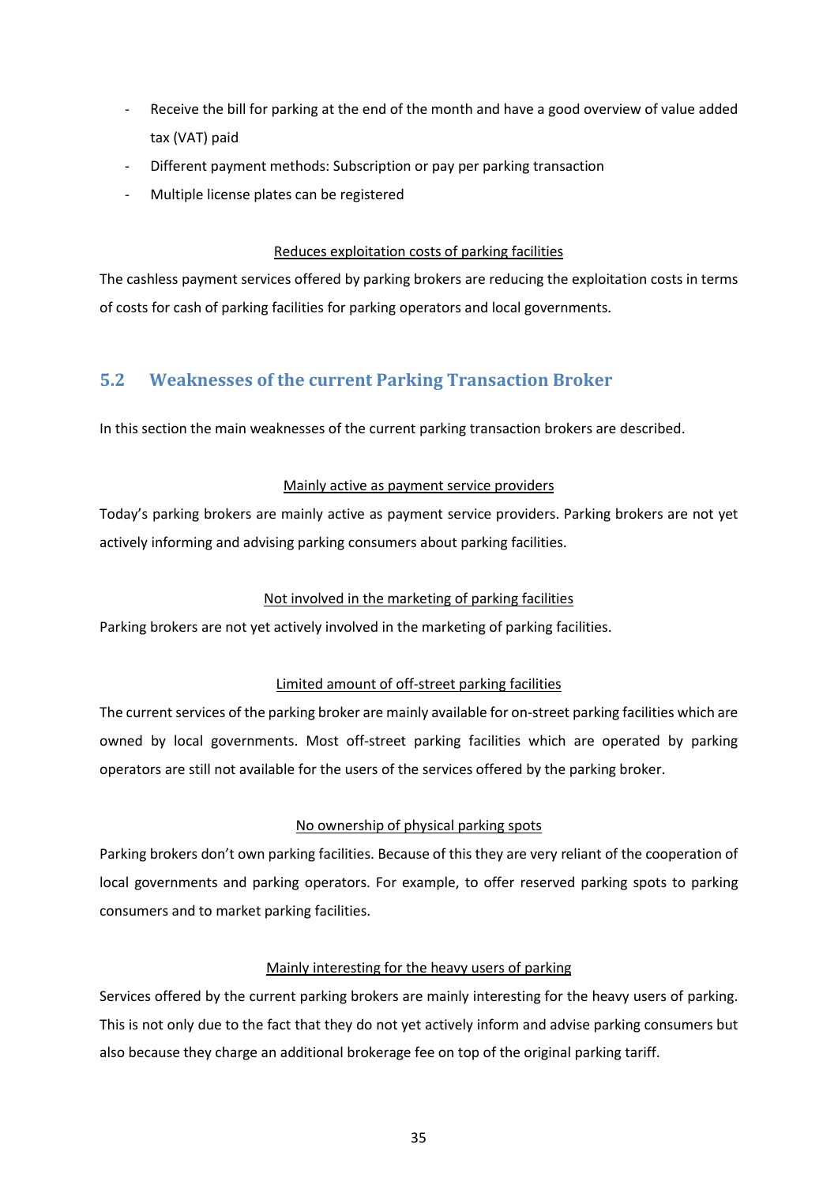- Receive the bill for parking at the end of the month and have a good overview of value added tax (VAT) paid
- Different payment methods: Subscription or pay per parking transaction
- Multiple license plates can be registered

<u>Reduces exploitation costs of parking facilities</u>

The cashless payment services offered by parking brokers are reducing the exploitation costs in terms of costs for cash of parking facilities for parking operators and local governments.

## 5.2 Weaknesses of the current Parking Transaction Broker

In this section the main weaknesses of the current parking transaction brokers are described.

<u>Mainly active as payment service providers</u>

Today's parking brokers are mainly active as payment service providers. Parking brokers are not yet actively informing and advising parking consumers about parking facilities.

<u>Not involved in the marketing of parking facilities</u>

Parking brokers are not yet actively involved in the marketing of parking facilities.

<u>Limited amount of off-street parking facilities</u>

The current services of the parking broker are mainly available for on-street parking facilities which are owned by local governments. Most off-street parking facilities which are operated by parking operators are still not available for the users of the services offered by the parking broker.

<u>No ownership of physical parking spots</u>

Parking brokers don't own parking facilities. Because of this they are very reliant of the cooperation of local governments and parking operators. For example, to offer reserved parking spots to parking consumers and to market parking facilities.

<u>Mainly interesting for the heavy users of parking</u>

Services offered by the current parking brokers are mainly interesting for the heavy users of parking. This is not only due to the fact that they do not yet actively inform and advise parking consumers but also because they charge an additional brokerage fee on top of the original parking tariff.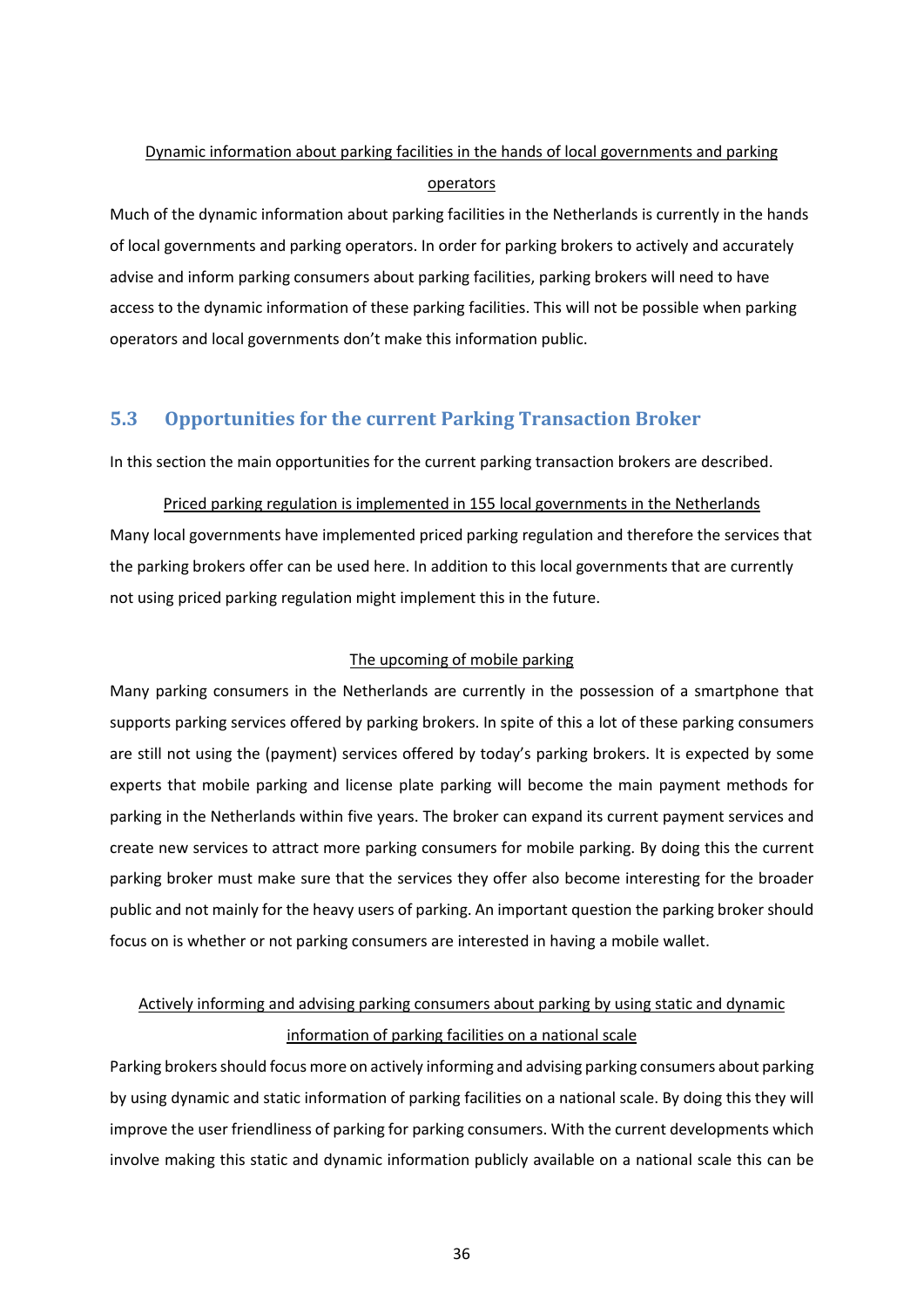<u>Dynamic information about parking facilities in the hands of local governments and parking operators</u>

Much of the dynamic information about parking facilities in the Netherlands is currently in the hands of local governments and parking operators. In order for parking brokers to actively and accurately advise and inform parking consumers about parking facilities, parking brokers will need to have access to the dynamic information of these parking facilities. This will not be possible when parking operators and local governments don't make this information public.

## 5.3 Opportunities for the current Parking Transaction Broker

In this section the main opportunities for the current parking transaction brokers are described.

<u>Priced parking regulation is implemented in 155 local governments in the Netherlands</u>

Many local governments have implemented priced parking regulation and therefore the services that the parking brokers offer can be used here. In addition to this local governments that are currently not using priced parking regulation might implement this in the future.

<u>The upcoming of mobile parking</u>

Many parking consumers in the Netherlands are currently in the possession of a smartphone that supports parking services offered by parking brokers. In spite of this a lot of these parking consumers are still not using the (payment) services offered by today's parking brokers. It is expected by some experts that mobile parking and license plate parking will become the main payment methods for parking in the Netherlands within five years. The broker can expand its current payment services and create new services to attract more parking consumers for mobile parking. By doing this the current parking broker must make sure that the services they offer also become interesting for the broader public and not mainly for the heavy users of parking. An important question the parking broker should focus on is whether or not parking consumers are interested in having a mobile wallet.

<u>Actively informing and advising parking consumers about parking by using static and dynamic information of parking facilities on a national scale</u>

Parking brokers should focus more on actively informing and advising parking consumers about parking by using dynamic and static information of parking facilities on a national scale. By doing this they will improve the user friendliness of parking for parking consumers. With the current developments which involve making this static and dynamic information publicly available on a national scale this can be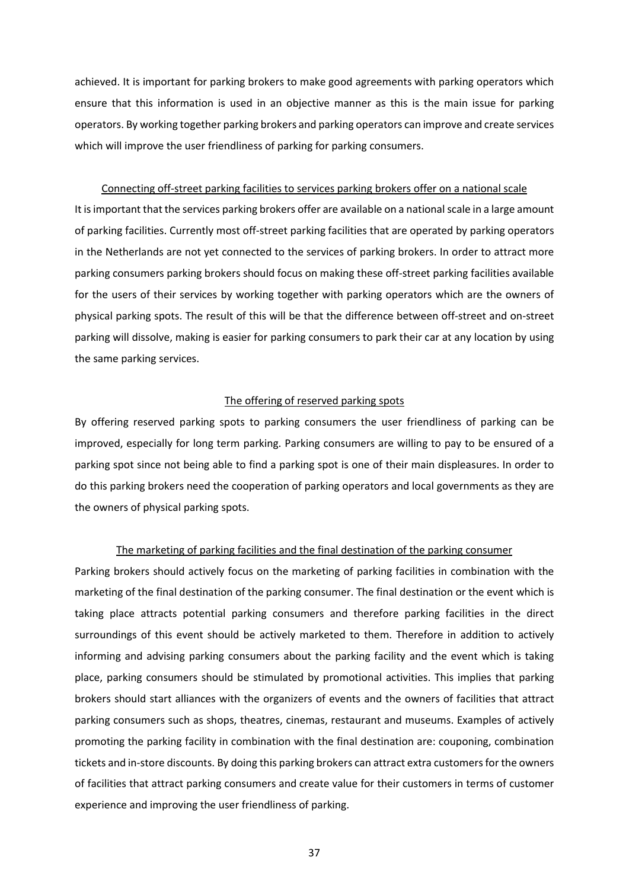achieved. It is important for parking brokers to make good agreements with parking operators which ensure that this information is used in an objective manner as this is the main issue for parking operators. By working together parking brokers and parking operators can improve and create services which will improve the user friendliness of parking for parking consumers.

### Connecting off-street parking facilities to services parking brokers offer on a national scale

It is important that the services parking brokers offer are available on a national scale in a large amount of parking facilities. Currently most off-street parking facilities that are operated by parking operators in the Netherlands are not yet connected to the services of parking brokers. In order to attract more parking consumers parking brokers should focus on making these off-street parking facilities available for the users of their services by working together with parking operators which are the owners of physical parking spots. The result of this will be that the difference between off-street and on-street parking will dissolve, making is easier for parking consumers to park their car at any location by using the same parking services.

### The offering of reserved parking spots

By offering reserved parking spots to parking consumers the user friendliness of parking can be improved, especially for long term parking. Parking consumers are willing to pay to be ensured of a parking spot since not being able to find a parking spot is one of their main displeasures. In order to do this parking brokers need the cooperation of parking operators and local governments as they are the owners of physical parking spots.

### The marketing of parking facilities and the final destination of the parking consumer

Parking brokers should actively focus on the marketing of parking facilities in combination with the marketing of the final destination of the parking consumer. The final destination or the event which is taking place attracts potential parking consumers and therefore parking facilities in the direct surroundings of this event should be actively marketed to them. Therefore in addition to actively informing and advising parking consumers about the parking facility and the event which is taking place, parking consumers should be stimulated by promotional activities. This implies that parking brokers should start alliances with the organizers of events and the owners of facilities that attract parking consumers such as shops, theatres, cinemas, restaurant and museums. Examples of actively promoting the parking facility in combination with the final destination are: couponing, combination tickets and in-store discounts. By doing this parking brokers can attract extra customers for the owners of facilities that attract parking consumers and create value for their customers in terms of customer experience and improving the user friendliness of parking.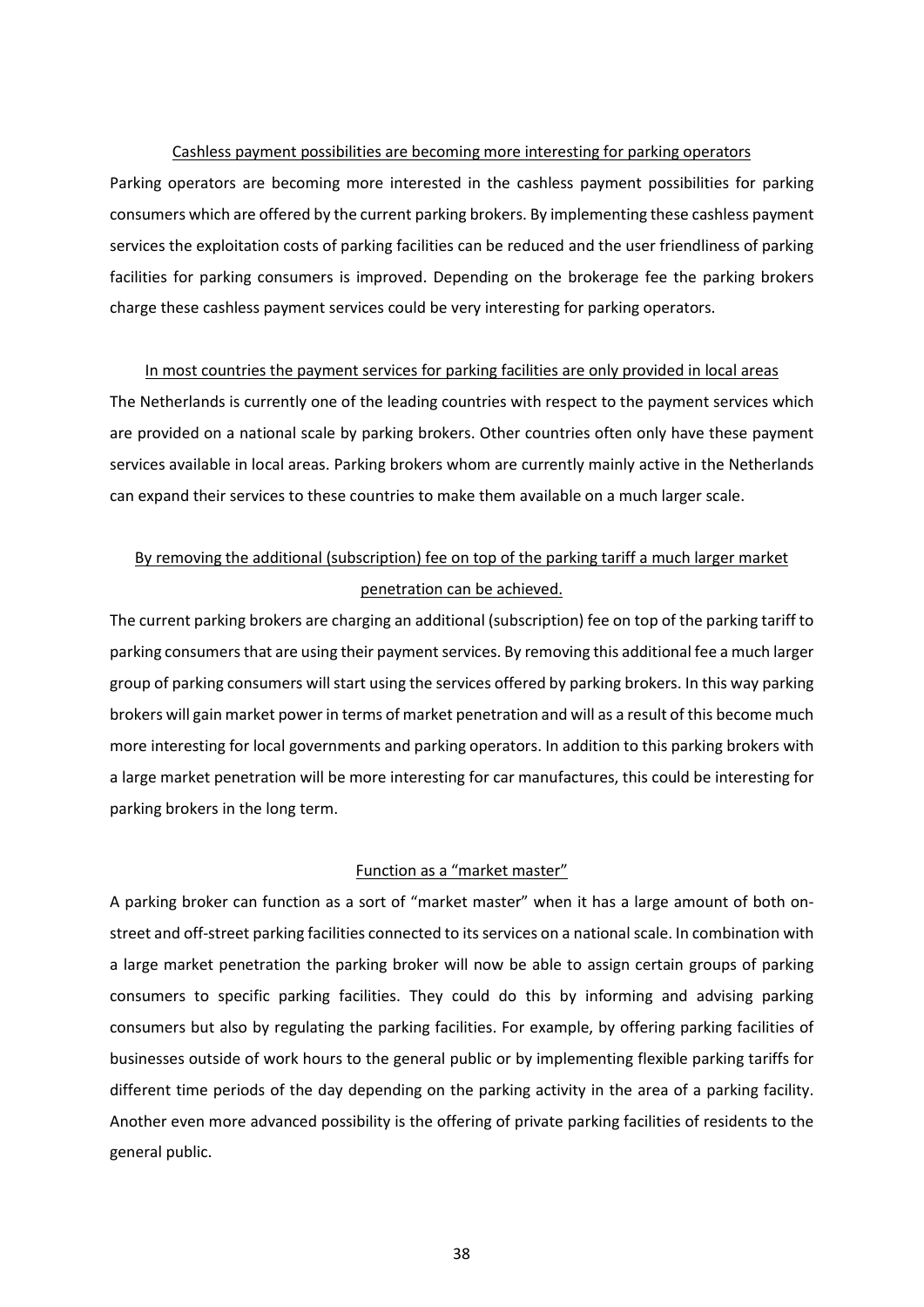### Cashless payment possibilities are becoming more interesting for parking operators

Parking operators are becoming more interested in the cashless payment possibilities for parking consumers which are offered by the current parking brokers. By implementing these cashless payment services the exploitation costs of parking facilities can be reduced and the user friendliness of parking facilities for parking consumers is improved. Depending on the brokerage fee the parking brokers charge these cashless payment services could be very interesting for parking operators.

### In most countries the payment services for parking facilities are only provided in local areas

The Netherlands is currently one of the leading countries with respect to the payment services which are provided on a national scale by parking brokers. Other countries often only have these payment services available in local areas. Parking brokers whom are currently mainly active in the Netherlands can expand their services to these countries to make them available on a much larger scale.

### By removing the additional (subscription) fee on top of the parking tariff a much larger market penetration can be achieved.

The current parking brokers are charging an additional (subscription) fee on top of the parking tariff to parking consumers that are using their payment services. By removing this additional fee a much larger group of parking consumers will start using the services offered by parking brokers. In this way parking brokers will gain market power in terms of market penetration and will as a result of this become much more interesting for local governments and parking operators. In addition to this parking brokers with a large market penetration will be more interesting for car manufactures, this could be interesting for parking brokers in the long term.

### Function as a "market master"

A parking broker can function as a sort of "market master" when it has a large amount of both on-street and off-street parking facilities connected to its services on a national scale. In combination with a large market penetration the parking broker will now be able to assign certain groups of parking consumers to specific parking facilities. They could do this by informing and advising parking consumers but also by regulating the parking facilities. For example, by offering parking facilities of businesses outside of work hours to the general public or by implementing flexible parking tariffs for different time periods of the day depending on the parking activity in the area of a parking facility. Another even more advanced possibility is the offering of private parking facilities of residents to the general public.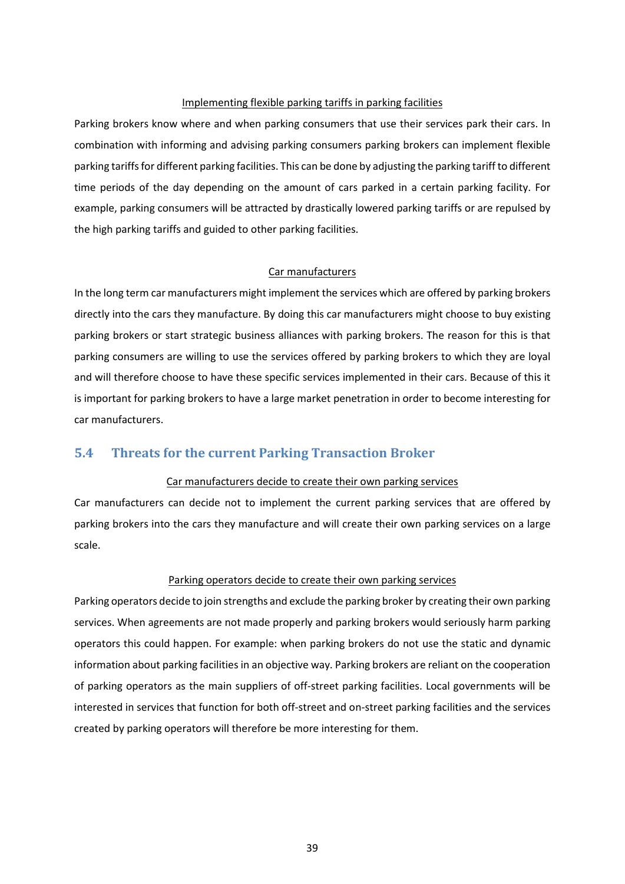Implementing flexible parking tariffs in parking facilities

Parking brokers know where and when parking consumers that use their services park their cars. In combination with informing and advising parking consumers parking brokers can implement flexible parking tariffs for different parking facilities. This can be done by adjusting the parking tariff to different time periods of the day depending on the amount of cars parked in a certain parking facility. For example, parking consumers will be attracted by drastically lowered parking tariffs or are repulsed by the high parking tariffs and guided to other parking facilities.

Car manufacturers

In the long term car manufacturers might implement the services which are offered by parking brokers directly into the cars they manufacture. By doing this car manufacturers might choose to buy existing parking brokers or start strategic business alliances with parking brokers. The reason for this is that parking consumers are willing to use the services offered by parking brokers to which they are loyal and will therefore choose to have these specific services implemented in their cars. Because of this it is important for parking brokers to have a large market penetration in order to become interesting for car manufacturers.

## 5.4 Threats for the current Parking Transaction Broker

Car manufacturers decide to create their own parking services

Car manufacturers can decide not to implement the current parking services that are offered by parking brokers into the cars they manufacture and will create their own parking services on a large scale.

Parking operators decide to create their own parking services

Parking operators decide to join strengths and exclude the parking broker by creating their own parking services. When agreements are not made properly and parking brokers would seriously harm parking operators this could happen. For example: when parking brokers do not use the static and dynamic information about parking facilities in an objective way. Parking brokers are reliant on the cooperation of parking operators as the main suppliers of off-street parking facilities. Local governments will be interested in services that function for both off-street and on-street parking facilities and the services created by parking operators will therefore be more interesting for them.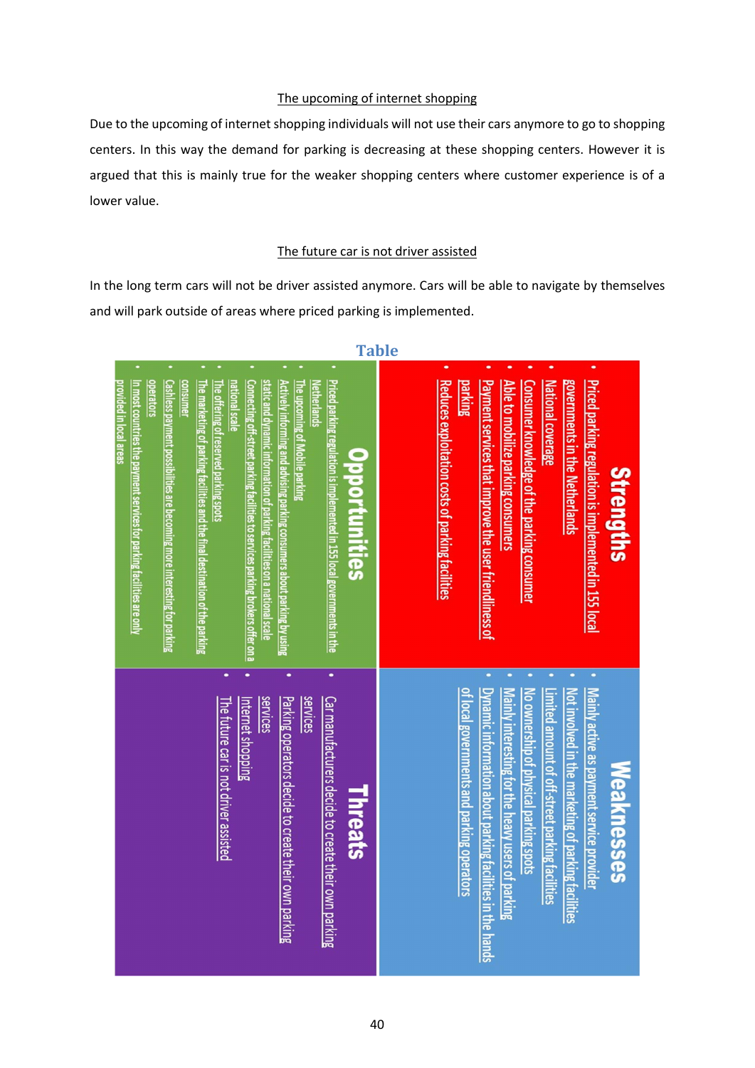<u>The upcoming of internet shopping</u>

Due to the upcoming of internet shopping individuals will not use their cars anymore to go to shopping centers. In this way the demand for parking is decreasing at these shopping centers. However it is argued that this is mainly true for the weaker shopping centers where customer experience is of a lower value.

<u>The future car is not driver assisted</u>

In the long term cars will not be driver assisted anymore. Cars will be able to navigate by themselves and will park outside of areas where priced parking is implemented.

**Table**

| Strengths | Weaknesses |
|---|---|
| • Priced parking regulation is implemented in 155 local governments in the Netherlands<br>• National coverage<br>• Consumer knowledge of the parking consumer<br>• Able to mobilize parking consumers<br>• Payment services that improve the user friendliness of parking<br>• Reduces exploitation costs of parking facilities | • Mainly active as payment service provider<br>• Not involved in the marketing of parking facilities<br>• Limited amount of off-street parking facilities<br>• No ownership of physical parking spots<br>• Mainly interesting for the heavy users of parking<br>• Dynamic information about parking facilities in the hands of local governments and parking operators |
| **Opportunities** | **Threats** |
| • Priced parking regulation is implemented in 155 local governments in the Netherlands<br>• The upcoming of Mobile parking<br>• Actively informing and advising parking consumers about parking by using static and dynamic information of parking facilities on a national scale<br>• Connecting off-street parking facilities to services parking brokers offer on a national scale<br>• The offering of reserved parking spots<br>• The marketing of parking facilities and the final destination of the parking consumer<br>• Cashless payment possibilities are becoming more interesting for parking operators<br>• In most countries the payment services for parking facilities are only provided in local areas | • Car manufacturers decide to create their own parking services<br>• Parking operators decide to create their own parking services<br>• Internet shopping<br>• The future car is not driver assisted |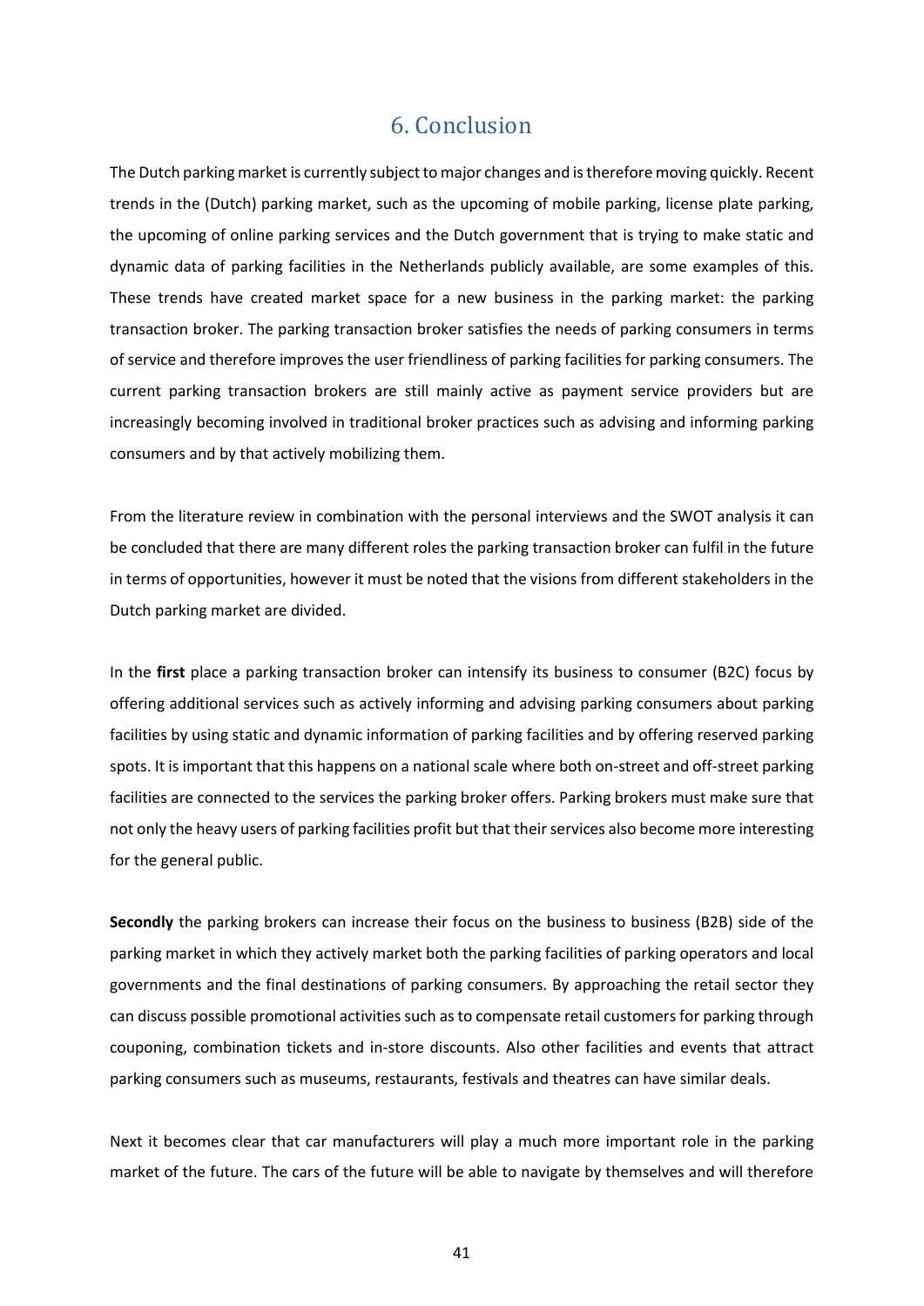# 6. Conclusion

The Dutch parking market is currently subject to major changes and is therefore moving quickly. Recent trends in the (Dutch) parking market, such as the upcoming of mobile parking, license plate parking, the upcoming of online parking services and the Dutch government that is trying to make static and dynamic data of parking facilities in the Netherlands publicly available, are some examples of this. These trends have created market space for a new business in the parking market: the parking transaction broker. The parking transaction broker satisfies the needs of parking consumers in terms of service and therefore improves the user friendliness of parking facilities for parking consumers. The current parking transaction brokers are still mainly active as payment service providers but are increasingly becoming involved in traditional broker practices such as advising and informing parking consumers and by that actively mobilizing them.

From the literature review in combination with the personal interviews and the SWOT analysis it can be concluded that there are many different roles the parking transaction broker can fulfil in the future in terms of opportunities, however it must be noted that the visions from different stakeholders in the Dutch parking market are divided.

In the **first** place a parking transaction broker can intensify its business to consumer (B2C) focus by offering additional services such as actively informing and advising parking consumers about parking facilities by using static and dynamic information of parking facilities and by offering reserved parking spots. It is important that this happens on a national scale where both on-street and off-street parking facilities are connected to the services the parking broker offers. Parking brokers must make sure that not only the heavy users of parking facilities profit but that their services also become more interesting for the general public.

**Secondly** the parking brokers can increase their focus on the business to business (B2B) side of the parking market in which they actively market both the parking facilities of parking operators and local governments and the final destinations of parking consumers. By approaching the retail sector they can discuss possible promotional activities such as to compensate retail customers for parking through couponing, combination tickets and in-store discounts. Also other facilities and events that attract parking consumers such as museums, restaurants, festivals and theatres can have similar deals.

Next it becomes clear that car manufacturers will play a much more important role in the parking market of the future. The cars of the future will be able to navigate by themselves and will therefore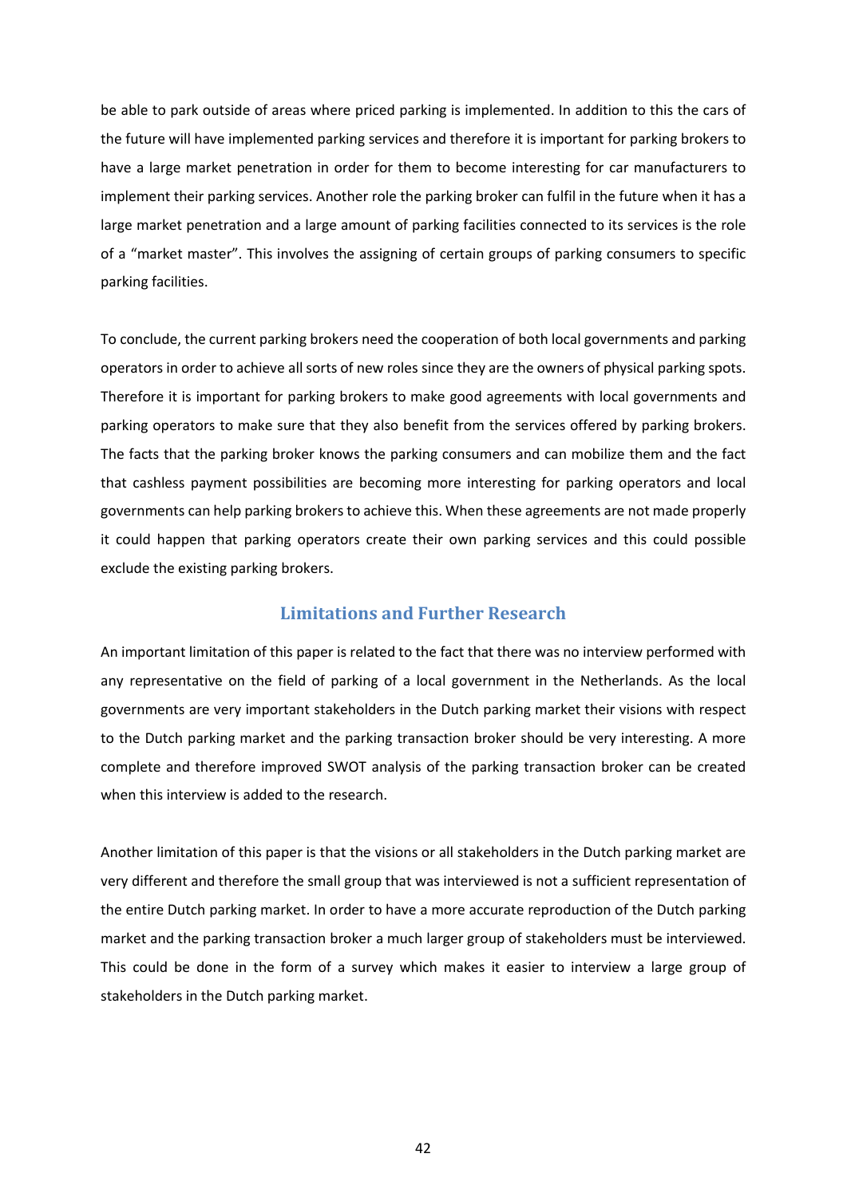be able to park outside of areas where priced parking is implemented. In addition to this the cars of the future will have implemented parking services and therefore it is important for parking brokers to have a large market penetration in order for them to become interesting for car manufacturers to implement their parking services. Another role the parking broker can fulfil in the future when it has a large market penetration and a large amount of parking facilities connected to its services is the role of a "market master". This involves the assigning of certain groups of parking consumers to specific parking facilities.

To conclude, the current parking brokers need the cooperation of both local governments and parking operators in order to achieve all sorts of new roles since they are the owners of physical parking spots. Therefore it is important for parking brokers to make good agreements with local governments and parking operators to make sure that they also benefit from the services offered by parking brokers. The facts that the parking broker knows the parking consumers and can mobilize them and the fact that cashless payment possibilities are becoming more interesting for parking operators and local governments can help parking brokers to achieve this. When these agreements are not made properly it could happen that parking operators create their own parking services and this could possible exclude the existing parking brokers.

## Limitations and Further Research

An important limitation of this paper is related to the fact that there was no interview performed with any representative on the field of parking of a local government in the Netherlands. As the local governments are very important stakeholders in the Dutch parking market their visions with respect to the Dutch parking market and the parking transaction broker should be very interesting. A more complete and therefore improved SWOT analysis of the parking transaction broker can be created when this interview is added to the research.

Another limitation of this paper is that the visions or all stakeholders in the Dutch parking market are very different and therefore the small group that was interviewed is not a sufficient representation of the entire Dutch parking market. In order to have a more accurate reproduction of the Dutch parking market and the parking transaction broker a much larger group of stakeholders must be interviewed. This could be done in the form of a survey which makes it easier to interview a large group of stakeholders in the Dutch parking market.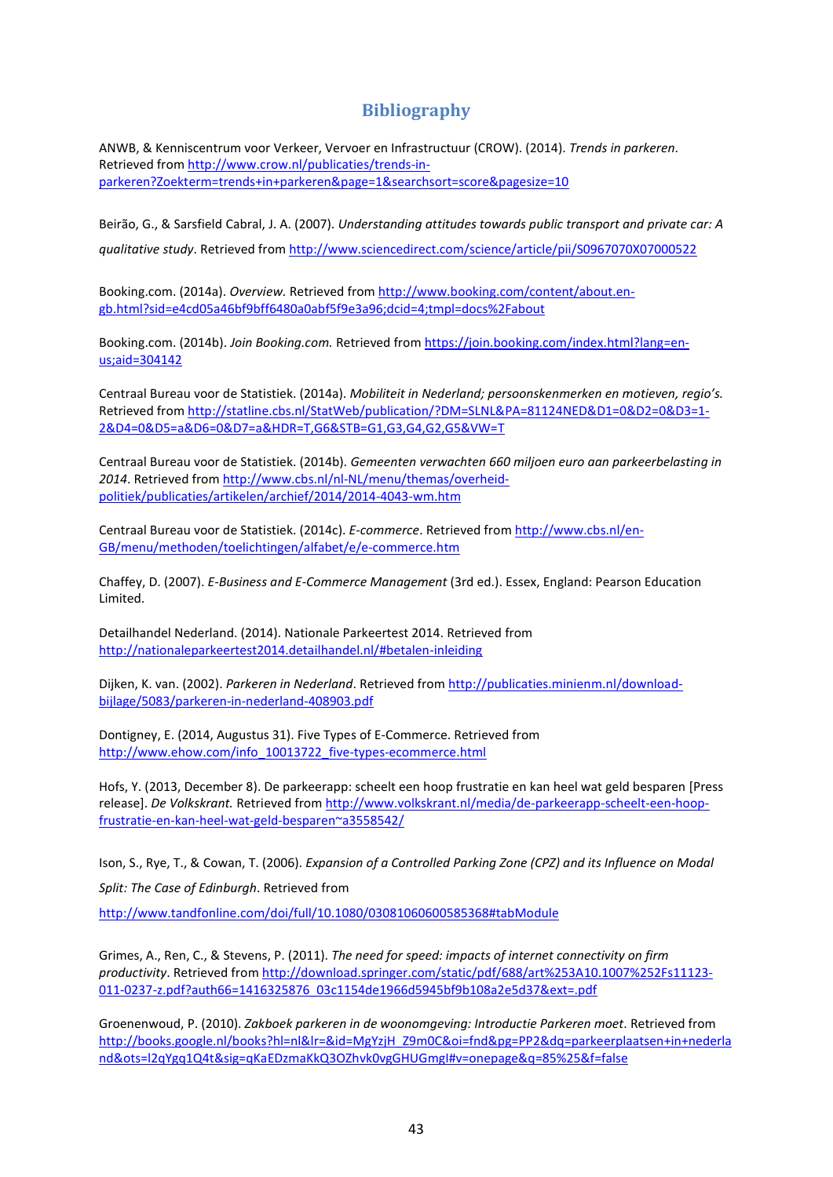# Bibliography

ANWB, & Kenniscentrum voor Verkeer, Vervoer en Infrastructuur (CROW). (2014). *Trends in parkeren*. Retrieved from http://www.crow.nl/publicaties/trends-in-parkeren?Zoekterm=trends+in+parkeren&page=1&searchsort=score&pagesize=10

Beirão, G., & Sarsfield Cabral, J. A. (2007). *Understanding attitudes towards public transport and private car: A qualitative study*. Retrieved from http://www.sciencedirect.com/science/article/pii/S0967070X07000522

Booking.com. (2014a). *Overview.* Retrieved from http://www.booking.com/content/about.en-gb.html?sid=e4cd05a46bf9bff6480a0abf5f9e3a96;dcid=4;tmpl=docs%2Fabout

Booking.com. (2014b). *Join Booking.com.* Retrieved from https://join.booking.com/index.html?lang=en-us;aid=304142

Centraal Bureau voor de Statistiek. (2014a). *Mobiliteit in Nederland; persoonskenmerken en motieven, regio's.* Retrieved from http://statline.cbs.nl/StatWeb/publication/?DM=SLNL&PA=81124NED&D1=0&D2=0&D3=1-2&D4=0&D5=a&D6=0&D7=a&HDR=T,G6&STB=G1,G3,G4,G2,G5&VW=T

Centraal Bureau voor de Statistiek. (2014b). *Gemeenten verwachten 660 miljoen euro aan parkeerbelasting in 2014*. Retrieved from http://www.cbs.nl/nl-NL/menu/themas/overheid-politiek/publicaties/artikelen/archief/2014/2014-4043-wm.htm

Centraal Bureau voor de Statistiek. (2014c). *E-commerce*. Retrieved from http://www.cbs.nl/en-GB/menu/methoden/toelichtingen/alfabet/e/e-commerce.htm

Chaffey, D. (2007). *E-Business and E-Commerce Management* (3rd ed.). Essex, England: Pearson Education Limited.

Detailhandel Nederland. (2014). Nationale Parkeertest 2014. Retrieved from http://nationaleparkeertest2014.detailhandel.nl/#betalen-inleiding

Dijken, K. van. (2002). *Parkeren in Nederland*. Retrieved from http://publicaties.minienm.nl/download-bijlage/5083/parkeren-in-nederland-408903.pdf

Dontigney, E. (2014, Augustus 31). Five Types of E-Commerce. Retrieved from http://www.ehow.com/info_10013722_five-types-ecommerce.html

Hofs, Y. (2013, December 8). De parkeerapp: scheelt een hoop frustratie en kan heel wat geld besparen [Press release]. *De Volkskrant.* Retrieved from http://www.volkskrant.nl/media/de-parkeerapp-scheelt-een-hoop-frustratie-en-kan-heel-wat-geld-besparen~a3558542/

Ison, S., Rye, T., & Cowan, T. (2006). *Expansion of a Controlled Parking Zone (CPZ) and its Influence on Modal Split: The Case of Edinburgh*. Retrieved from http://www.tandfonline.com/doi/full/10.1080/03081060600585368#tabModule

Grimes, A., Ren, C., & Stevens, P. (2011). *The need for speed: impacts of internet connectivity on firm productivity*. Retrieved from http://download.springer.com/static/pdf/688/art%253A10.1007%252Fs11123-011-0237-z.pdf?auth66=1416325876_03c1154de1966d5945bf9b108a2e5d37&ext=.pdf

Groenenwoud, P. (2010). *Zakboek parkeren in de woonomgeving: Introductie Parkeren moet*. Retrieved from http://books.google.nl/books?hl=nl&lr=&id=MgYzjH_Z9m0C&oi=fnd&pg=PP2&dq=parkeerplaatsen+in+nederland&ots=l2qYgq1Q4t&sig=qKaEDzmaKkQ3OZhvk0vgGHUGmgI#v=onepage&q=85%25&f=false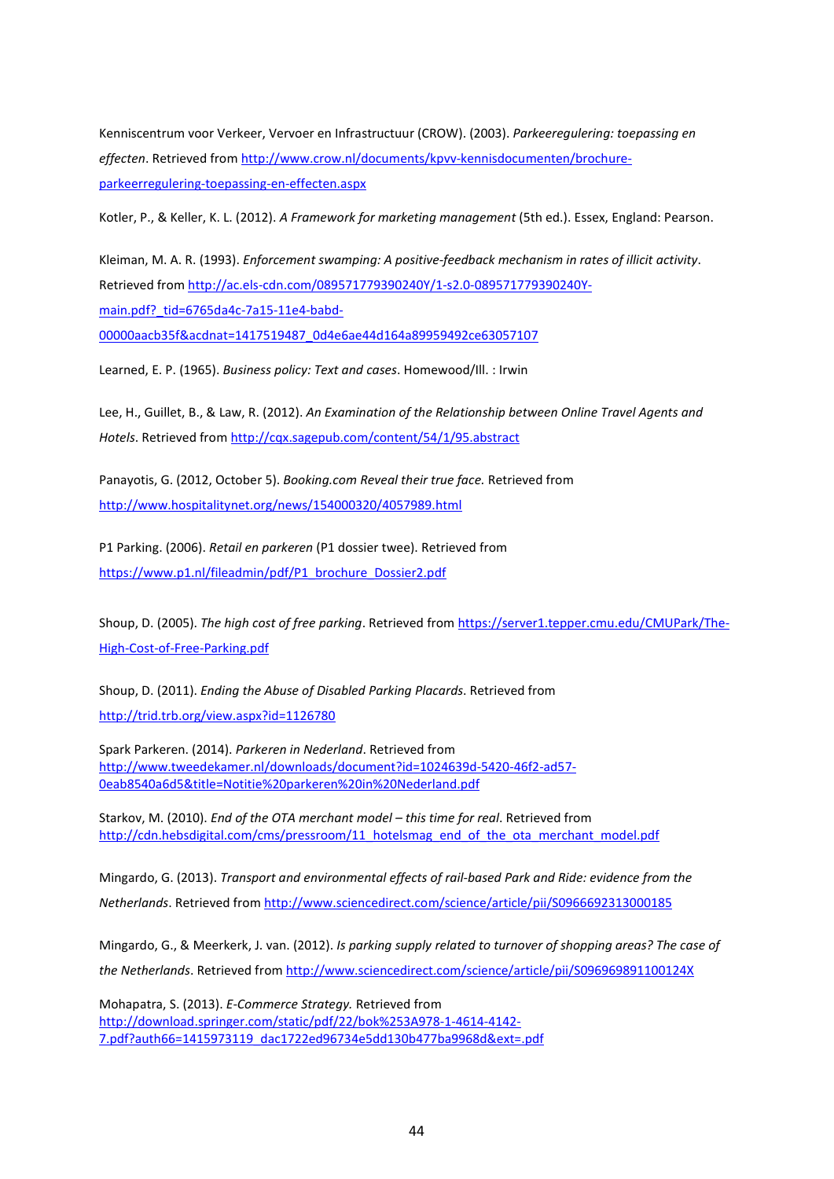Kenniscentrum voor Verkeer, Vervoer en Infrastructuur (CROW). (2003). *Parkeeregulering: toepassing en effecten*. Retrieved from http://www.crow.nl/documents/kpvv-kennisdocumenten/brochure-parkeerregulering-toepassing-en-effecten.aspx

Kotler, P., & Keller, K. L. (2012). *A Framework for marketing management* (5th ed.). Essex, England: Pearson.

Kleiman, M. A. R. (1993). *Enforcement swamping: A positive-feedback mechanism in rates of illicit activity*. Retrieved from http://ac.els-cdn.com/089571779390240Y/1-s2.0-089571779390240Y-main.pdf?_tid=6765da4c-7a15-11e4-babd-00000aacb35f&acdnat=1417519487_0d4e6ae44d164a89959492ce63057107

Learned, E. P. (1965). *Business policy: Text and cases*. Homewood/Ill. : Irwin

Lee, H., Guillet, B., & Law, R. (2012). *An Examination of the Relationship between Online Travel Agents and Hotels*. Retrieved from http://cqx.sagepub.com/content/54/1/95.abstract

Panayotis, G. (2012, October 5). *Booking.com Reveal their true face.* Retrieved from http://www.hospitalitynet.org/news/154000320/4057989.html

P1 Parking. (2006). *Retail en parkeren* (P1 dossier twee). Retrieved from https://www.p1.nl/fileadmin/pdf/P1_brochure_Dossier2.pdf

Shoup, D. (2005). *The high cost of free parking*. Retrieved from https://server1.tepper.cmu.edu/CMUPark/The-High-Cost-of-Free-Parking.pdf

Shoup, D. (2011). *Ending the Abuse of Disabled Parking Placards*. Retrieved from http://trid.trb.org/view.aspx?id=1126780

Spark Parkeren. (2014). *Parkeren in Nederland*. Retrieved from http://www.tweedekamer.nl/downloads/document?id=1024639d-5420-46f2-ad57-0eab8540a6d5&title=Notitie%20parkeren%20in%20Nederland.pdf

Starkov, M. (2010). *End of the OTA merchant model – this time for real*. Retrieved from http://cdn.hebsdigital.com/cms/pressroom/11_hotelsmag_end_of_the_ota_merchant_model.pdf

Mingardo, G. (2013). *Transport and environmental effects of rail-based Park and Ride: evidence from the Netherlands*. Retrieved from http://www.sciencedirect.com/science/article/pii/S0966692313000185

Mingardo, G., & Meerkerk, J. van. (2012). *Is parking supply related to turnover of shopping areas? The case of the Netherlands*. Retrieved from http://www.sciencedirect.com/science/article/pii/S096969891100124X

Mohapatra, S. (2013). *E-Commerce Strategy.* Retrieved from http://download.springer.com/static/pdf/22/bok%253A978-1-4614-4142-7.pdf?auth66=1415973119_dac1722ed96734e5dd130b477ba9968d&ext=.pdf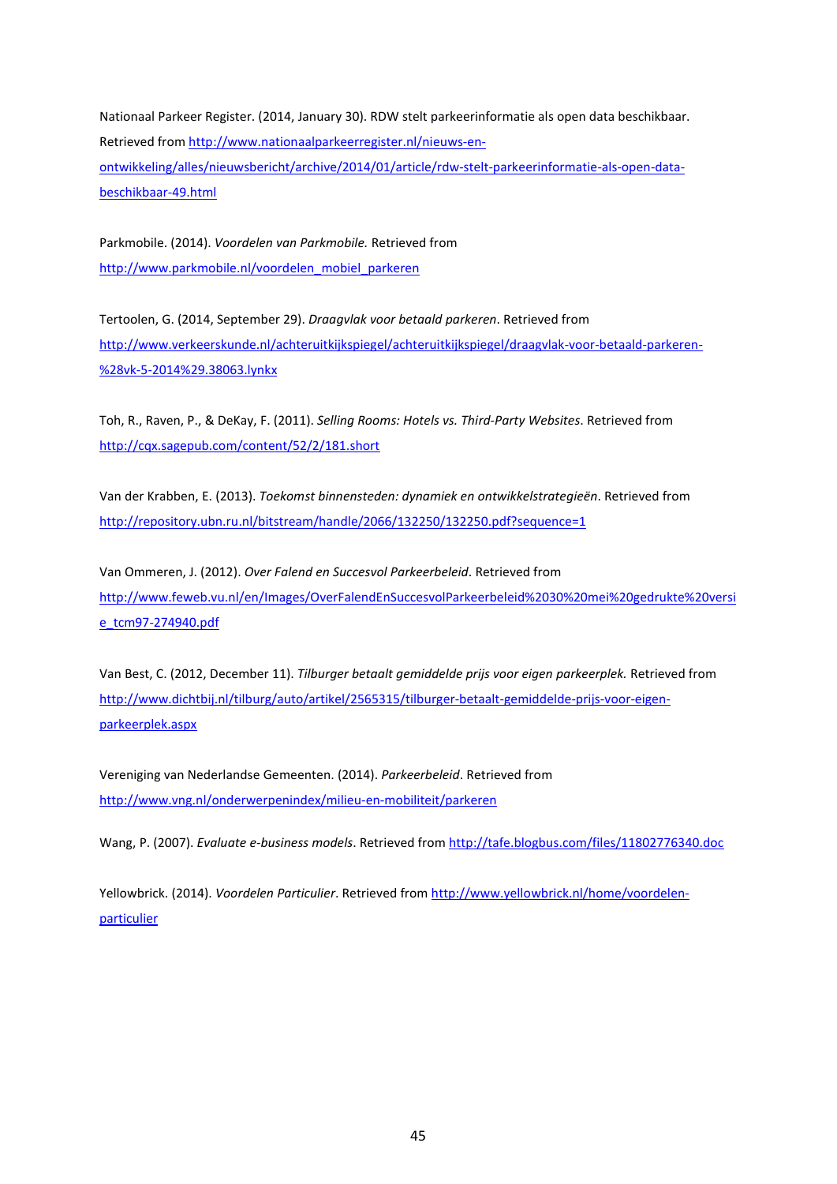Nationaal Parkeer Register. (2014, January 30). RDW stelt parkeerinformatie als open data beschikbaar. Retrieved from http://www.nationaalparkeerregister.nl/nieuws-en-ontwikkeling/alles/nieuwsbericht/archive/2014/01/article/rdw-stelt-parkeerinformatie-als-open-data-beschikbaar-49.html

Parkmobile. (2014). *Voordelen van Parkmobile.* Retrieved from http://www.parkmobile.nl/voordelen_mobiel_parkeren

Tertoolen, G. (2014, September 29). *Draagvlak voor betaald parkeren*. Retrieved from http://www.verkeerskunde.nl/achteruitkijkspiegel/achteruitkijkspiegel/draagvlak-voor-betaald-parkeren-%28vk-5-2014%29.38063.lynkx

Toh, R., Raven, P., & DeKay, F. (2011). *Selling Rooms: Hotels vs. Third-Party Websites*. Retrieved from http://cqx.sagepub.com/content/52/2/181.short

Van der Krabben, E. (2013). *Toekomst binnensteden: dynamiek en ontwikkelstrategieën*. Retrieved from http://repository.ubn.ru.nl/bitstream/handle/2066/132250/132250.pdf?sequence=1

Van Ommeren, J. (2012). *Over Falend en Succesvol Parkeerbeleid*. Retrieved from http://www.feweb.vu.nl/en/Images/OverFalendEnSuccesvolParkeerbeleid%2030%20mei%20gedrukte%20versie_tcm97-274940.pdf

Van Best, C. (2012, December 11). *Tilburger betaalt gemiddelde prijs voor eigen parkeerplek.* Retrieved from http://www.dichtbij.nl/tilburg/auto/artikel/2565315/tilburger-betaalt-gemiddelde-prijs-voor-eigen-parkeerplek.aspx

Vereniging van Nederlandse Gemeenten. (2014). *Parkeerbeleid*. Retrieved from http://www.vng.nl/onderwerpenindex/milieu-en-mobiliteit/parkeren

Wang, P. (2007). *Evaluate e-business models*. Retrieved from http://tafe.blogbus.com/files/11802776340.doc

Yellowbrick. (2014). *Voordelen Particulier*. Retrieved from http://www.yellowbrick.nl/home/voordelen-particulier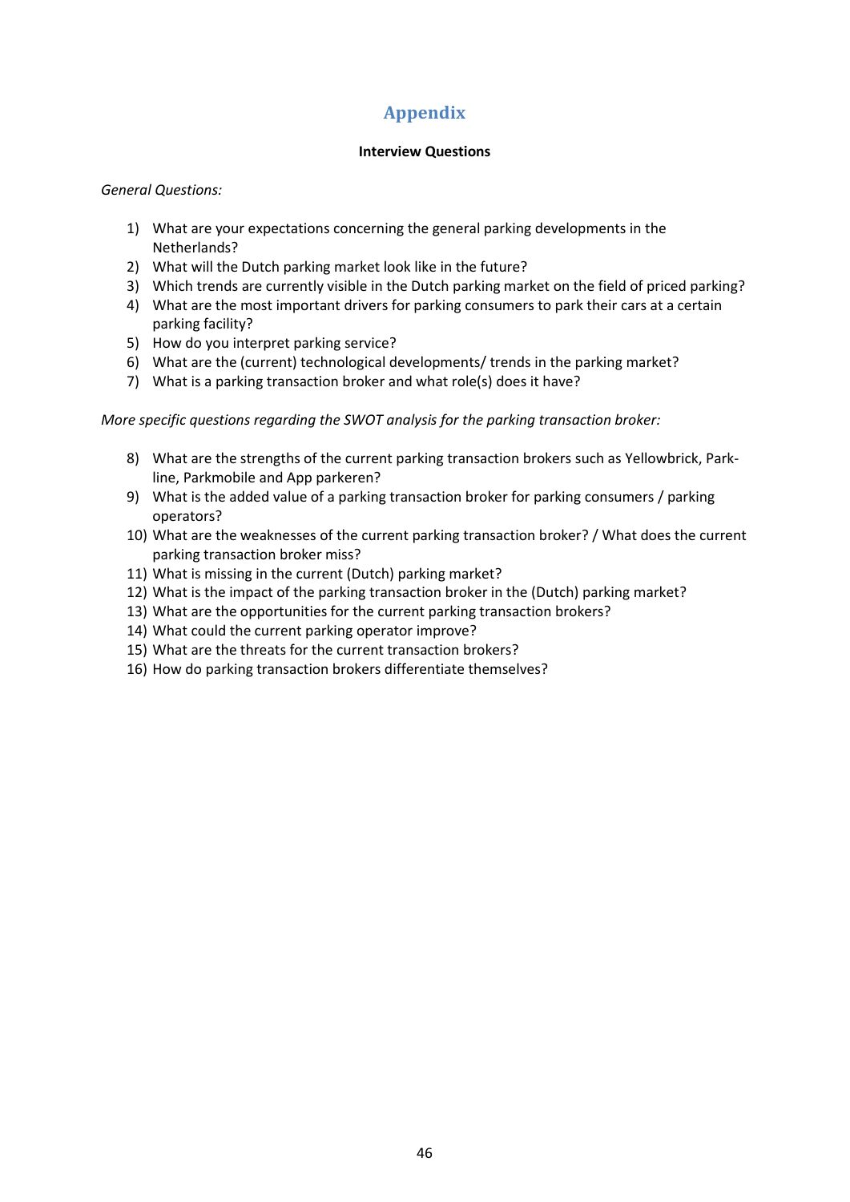# Appendix

**Interview Questions**

*General Questions:*

1) What are your expectations concerning the general parking developments in the Netherlands?
2) What will the Dutch parking market look like in the future?
3) Which trends are currently visible in the Dutch parking market on the field of priced parking?
4) What are the most important drivers for parking consumers to park their cars at a certain parking facility?
5) How do you interpret parking service?
6) What are the (current) technological developments/ trends in the parking market?
7) What is a parking transaction broker and what role(s) does it have?

*More specific questions regarding the SWOT analysis for the parking transaction broker:*

8) What are the strengths of the current parking transaction brokers such as Yellowbrick, Park-line, Parkmobile and App parkeren?
9) What is the added value of a parking transaction broker for parking consumers / parking operators?
10) What are the weaknesses of the current parking transaction broker? / What does the current parking transaction broker miss?
11) What is missing in the current (Dutch) parking market?
12) What is the impact of the parking transaction broker in the (Dutch) parking market?
13) What are the opportunities for the current parking transaction brokers?
14) What could the current parking operator improve?
15) What are the threats for the current transaction brokers?
16) How do parking transaction brokers differentiate themselves?